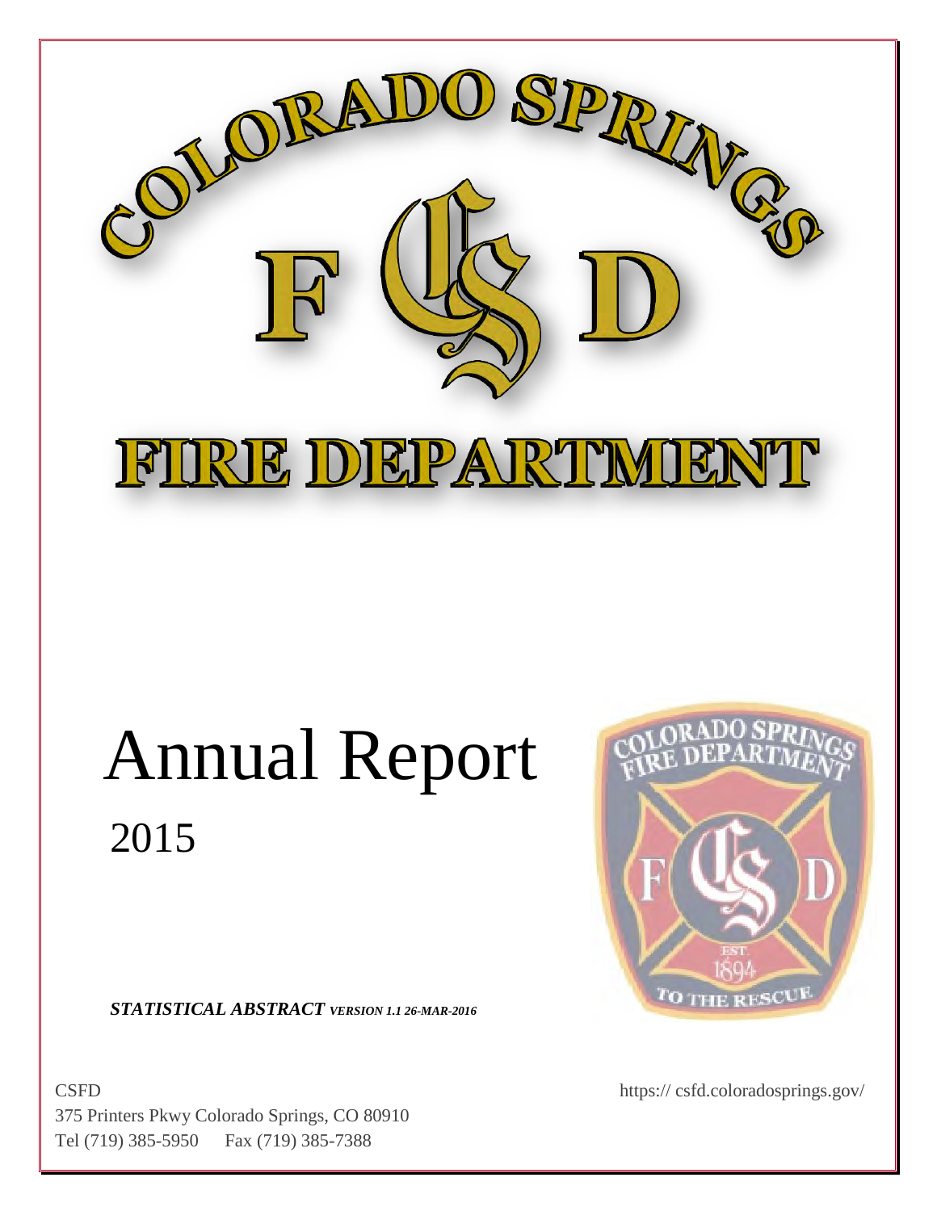# COLORADO SPRINGS FIRE DEPARTMENT

# Annual Report

## 2015

***STATISTICAL ABSTRACT** VERSION 1.1 26-MAR-2016*

CSFD
375 Printers Pkwy Colorado Springs, CO 80910
Tel (719) 385-5950 Fax (719) 385-7388

https:// csfd.coloradosprings.gov/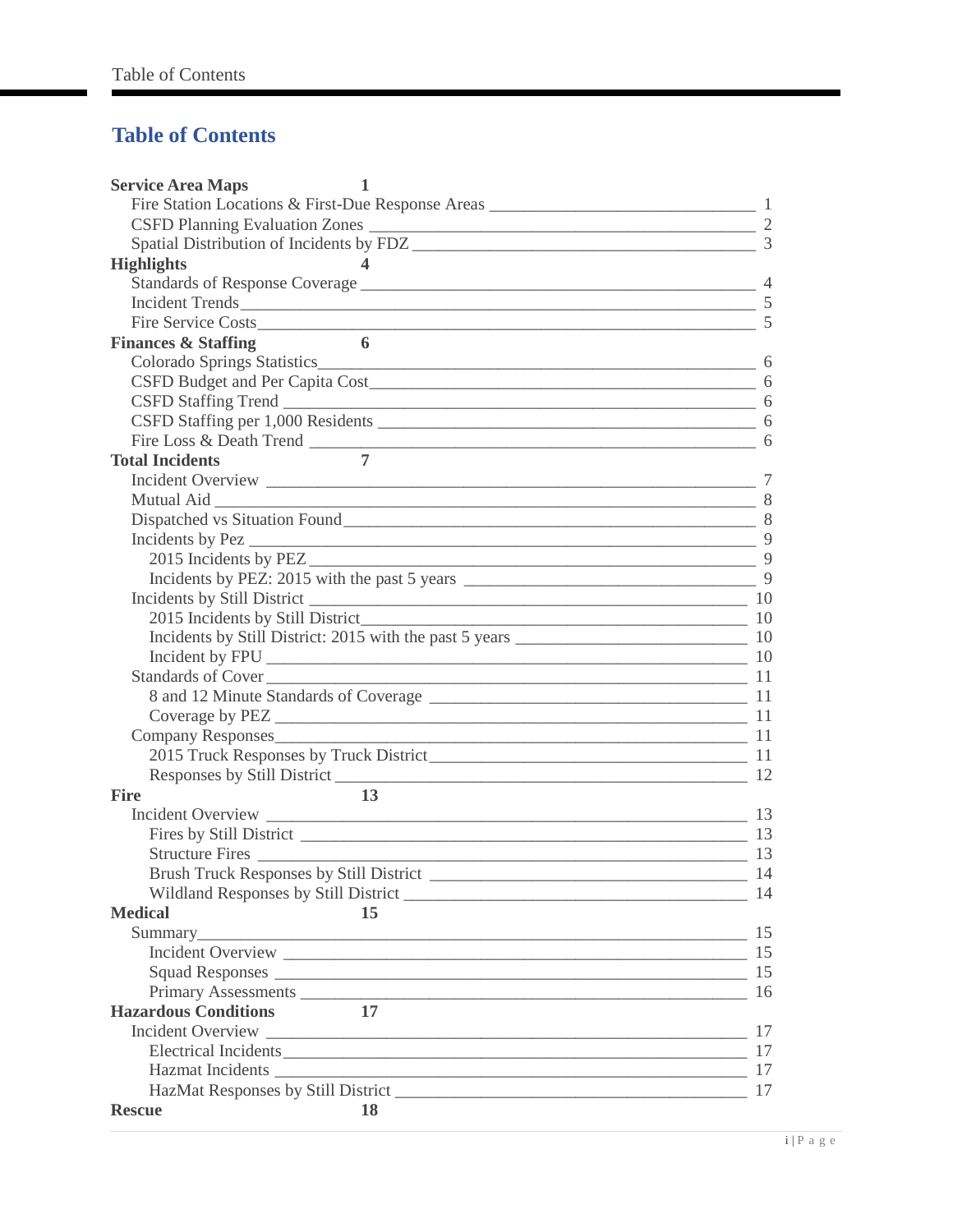# Table of Contents

**Service Area Maps** 1

- Fire Station Locations & First-Due Response Areas 1
- CSFD Planning Evaluation Zones 2
- Spatial Distribution of Incidents by FDZ 3

**Highlights** 4

- Standards of Response Coverage 4
- Incident Trends 5
- Fire Service Costs 5

**Finances & Staffing** 6

- Colorado Springs Statistics 6
- CSFD Budget and Per Capita Cost 6
- CSFD Staffing Trend 6
- CSFD Staffing per 1,000 Residents 6
- Fire Loss & Death Trend 6

**Total Incidents** 7

- Incident Overview 7
- Mutual Aid 8
- Dispatched vs Situation Found 8
- Incidents by Pez 9
  - 2015 Incidents by PEZ 9
  - Incidents by PEZ: 2015 with the past 5 years 9
- Incidents by Still District 10
  - 2015 Incidents by Still District 10
  - Incidents by Still District: 2015 with the past 5 years 10
  - Incident by FPU 10
- Standards of Cover 11
  - 8 and 12 Minute Standards of Coverage 11
  - Coverage by PEZ 11
- Company Responses 11
  - 2015 Truck Responses by Truck District 11
  - Responses by Still District 12

**Fire** 13

- Incident Overview 13
  - Fires by Still District 13
  - Structure Fires 13
  - Brush Truck Responses by Still District 14
  - Wildland Responses by Still District 14

**Medical** 15

- Summary 15
  - Incident Overview 15
  - Squad Responses 15
  - Primary Assessments 16

**Hazardous Conditions** 17

- Incident Overview 17
  - Electrical Incidents 17
  - Hazmat Incidents 17
  - HazMat Responses by Still District 17

**Rescue** 18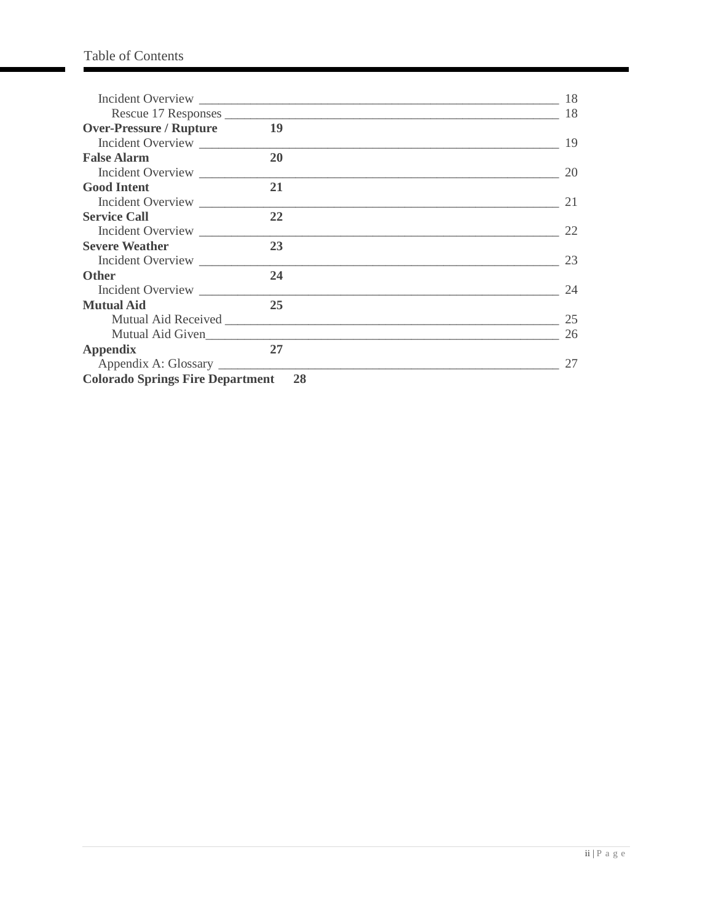Incident Overview _______________________________________________ 18

Rescue 17 Responses ___________________________________________ 18

**Over-Pressure / Rupture 19**

Incident Overview _______________________________________________ 19

**False Alarm 20**

Incident Overview _______________________________________________ 20

**Good Intent 21**

Incident Overview _______________________________________________ 21

**Service Call 22**

Incident Overview _______________________________________________ 22

**Severe Weather 23**

Incident Overview _______________________________________________ 23

**Other 24**

Incident Overview _______________________________________________ 24

**Mutual Aid 25**

Mutual Aid Received ___________________________________________ 25

Mutual Aid Given______________________________________________ 26

**Appendix 27**

Appendix A: Glossary __________________________________________ 27

**Colorado Springs Fire Department 28**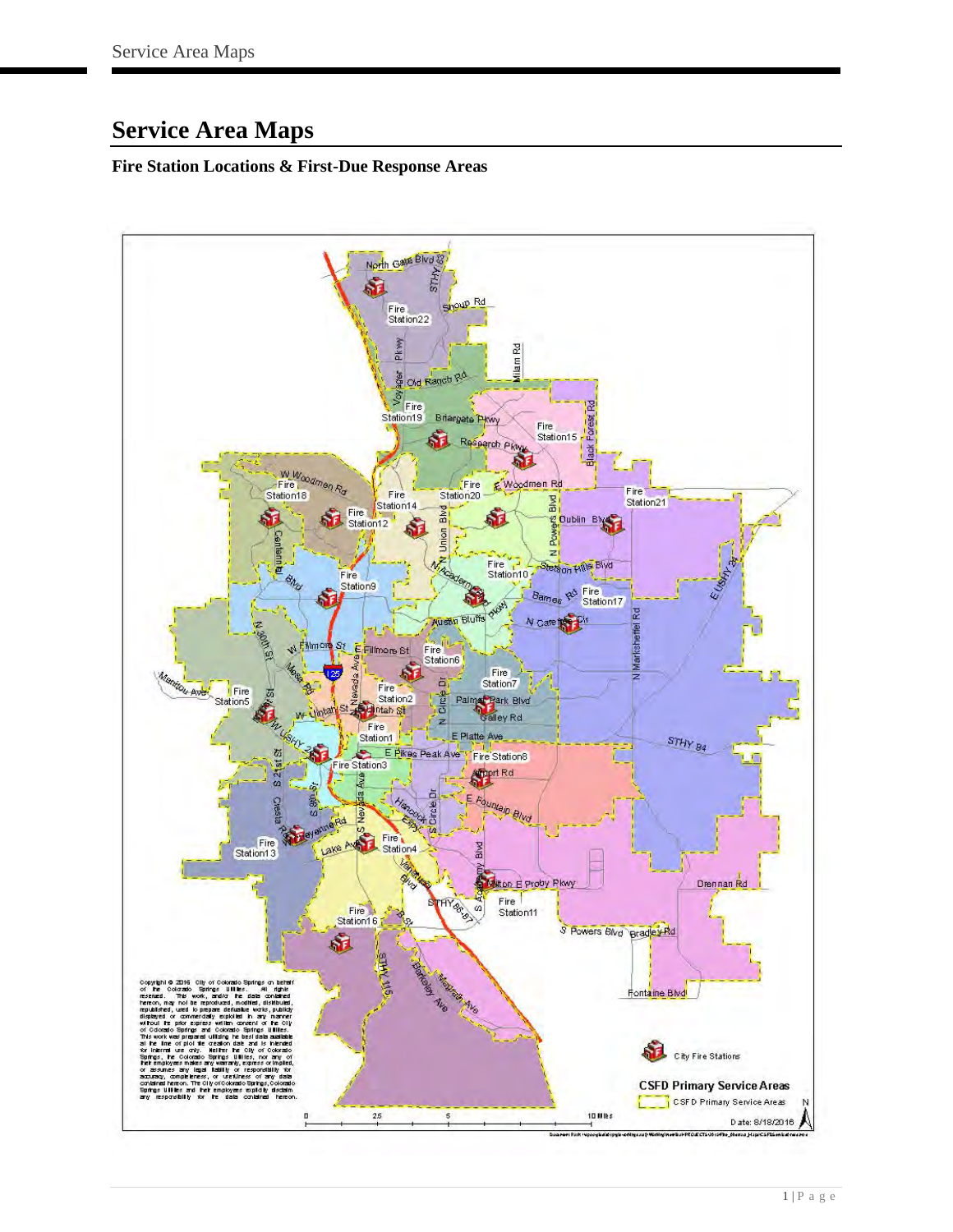# Service Area Maps

### Fire Station Locations & First-Due Response Areas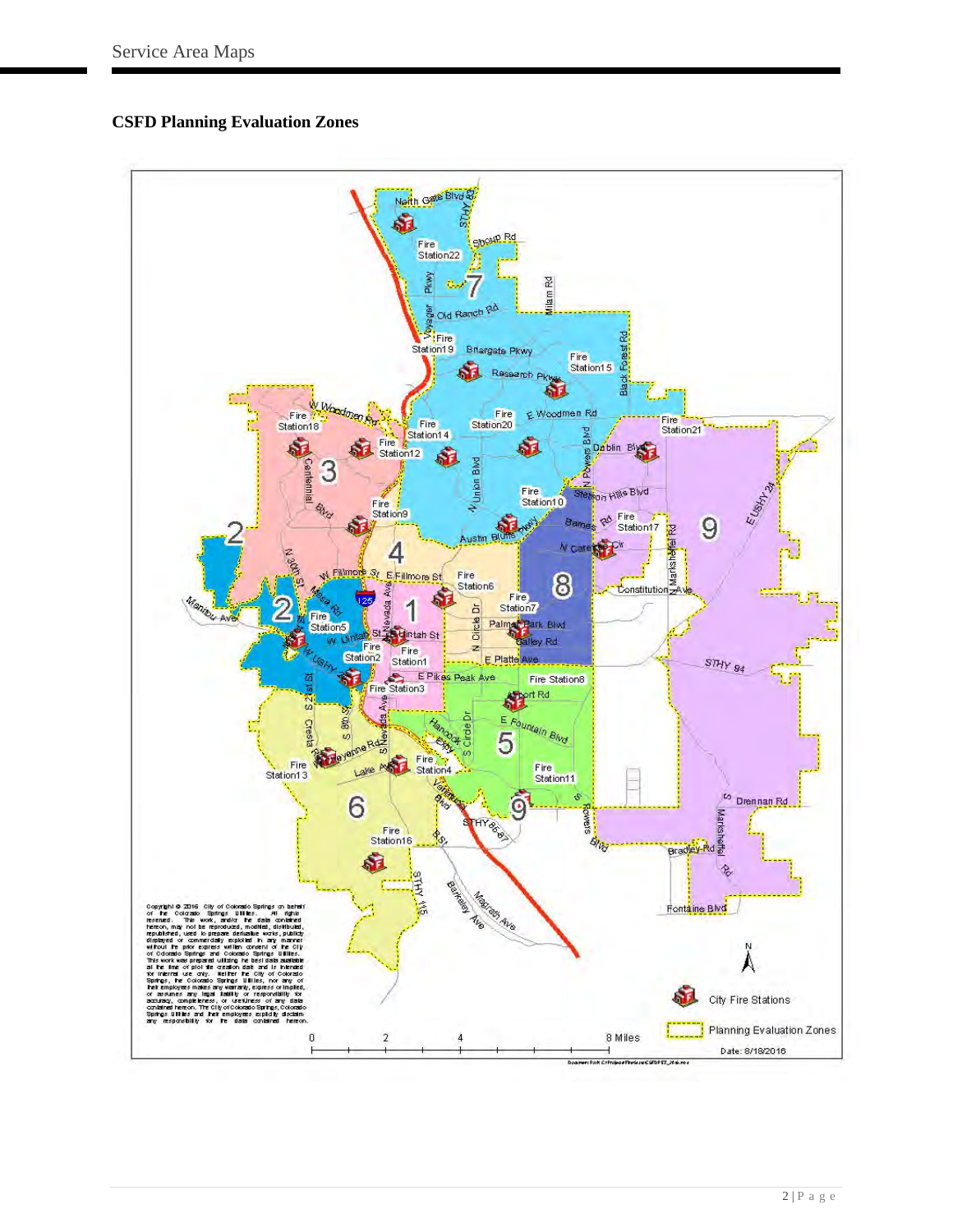## CSFD Planning Evaluation Zones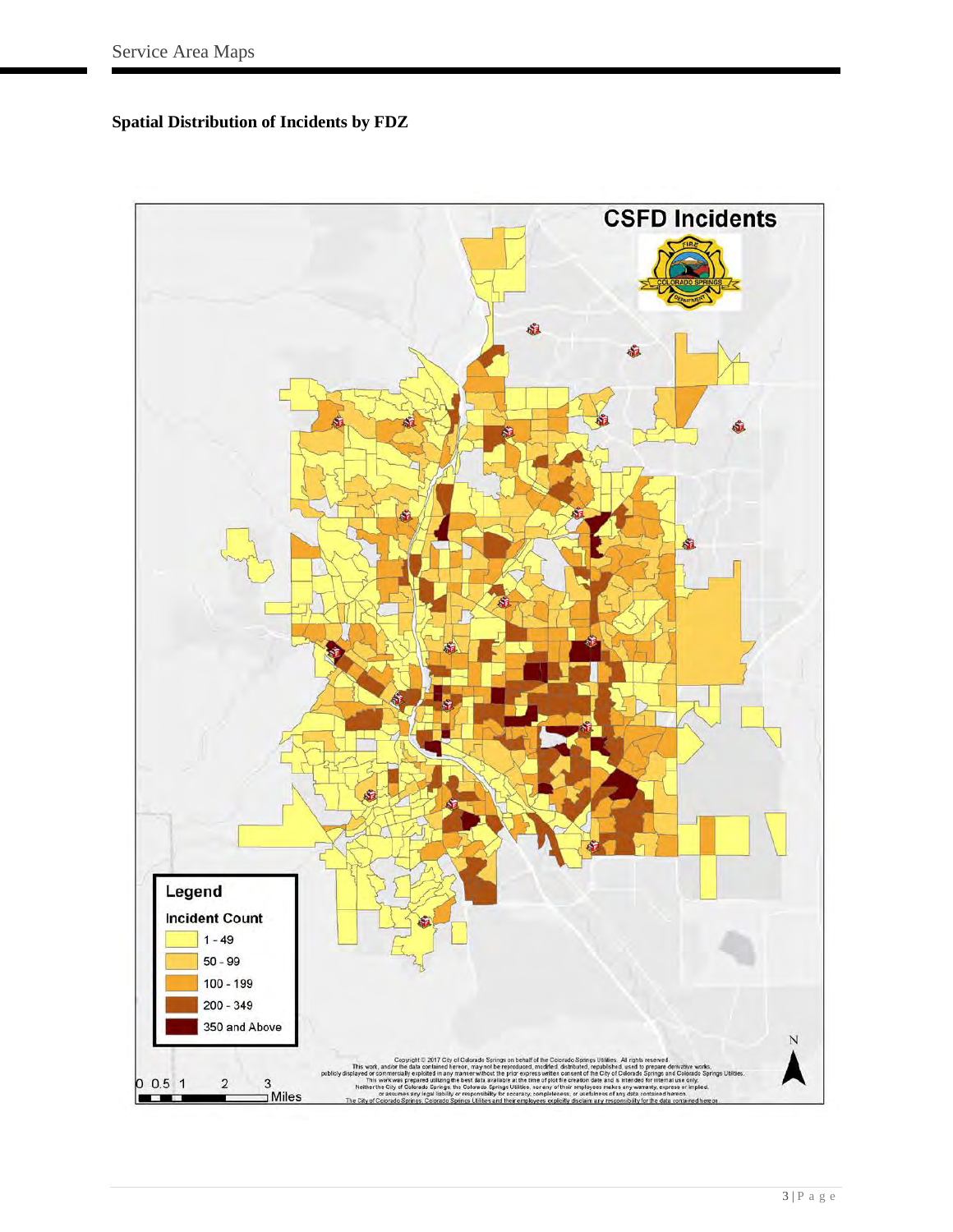## Spatial Distribution of Incidents by FDZ

**CSFD Incidents**

**Legend**

**Incident Count**

- 1 - 49
- 50 - 99
- 100 - 199
- 200 - 349
- 350 and Above

0 0.5 1 2 3 Miles

Copyright © 2017 City of Colorado Springs on behalf of the Colorado Springs Utilities. All rights reserved. This work, and/or the data contained hereon, may not be reproduced, modified, distributed, republished, used to prepare derivative works, publicly displayed or commercially exploited in any manner without the prior express written consent of the City of Colorado Springs and Colorado Springs Utilities. This work was prepared utilizing the best data available at the time of plot file creation date and is intended for internal use only. Neither the City of Colorado Springs, the Colorado Springs Utilities, nor any of their employees makes any warranty, express or implied, or assumes any legal liability or responsibility for accuracy, completeness, or usefulness of any data contained hereon. The City of Colorado Springs, Colorado Springs Utilities and their employees explicitly disclaim any responsibility for the data contained hereon.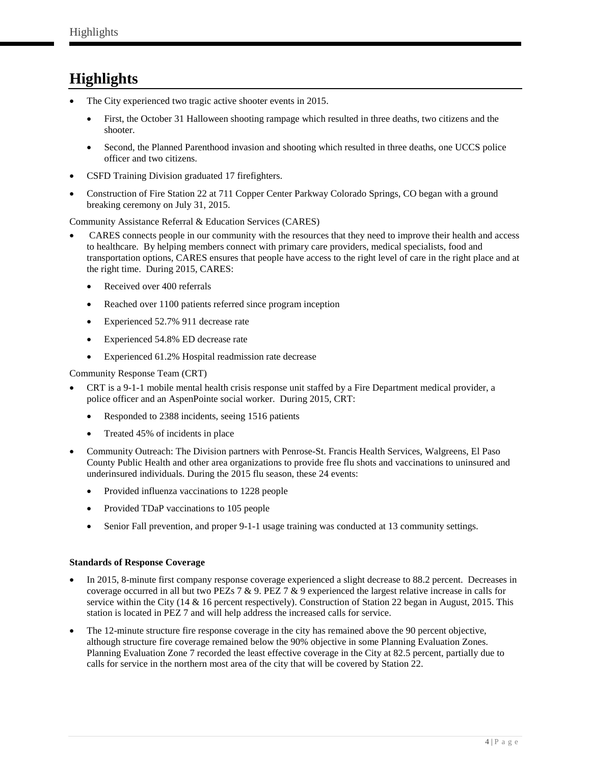# Highlights

- The City experienced two tragic active shooter events in 2015.
  - First, the October 31 Halloween shooting rampage which resulted in three deaths, two citizens and the shooter.
  - Second, the Planned Parenthood invasion and shooting which resulted in three deaths, one UCCS police officer and two citizens.
- CSFD Training Division graduated 17 firefighters.
- Construction of Fire Station 22 at 711 Copper Center Parkway Colorado Springs, CO began with a ground breaking ceremony on July 31, 2015.

Community Assistance Referral & Education Services (CARES)

- CARES connects people in our community with the resources that they need to improve their health and access to healthcare. By helping members connect with primary care providers, medical specialists, food and transportation options, CARES ensures that people have access to the right level of care in the right place and at the right time. During 2015, CARES:
  - Received over 400 referrals
  - Reached over 1100 patients referred since program inception
  - Experienced 52.7% 911 decrease rate
  - Experienced 54.8% ED decrease rate
  - Experienced 61.2% Hospital readmission rate decrease

Community Response Team (CRT)

- CRT is a 9-1-1 mobile mental health crisis response unit staffed by a Fire Department medical provider, a police officer and an AspenPointe social worker. During 2015, CRT:
  - Responded to 2388 incidents, seeing 1516 patients
  - Treated 45% of incidents in place
- Community Outreach: The Division partners with Penrose-St. Francis Health Services, Walgreens, El Paso County Public Health and other area organizations to provide free flu shots and vaccinations to uninsured and underinsured individuals. During the 2015 flu season, these 24 events:
  - Provided influenza vaccinations to 1228 people
  - Provided TDaP vaccinations to 105 people
  - Senior Fall prevention, and proper 9-1-1 usage training was conducted at 13 community settings.

**Standards of Response Coverage**

- In 2015, 8-minute first company response coverage experienced a slight decrease to 88.2 percent. Decreases in coverage occurred in all but two PEZs 7 & 9. PEZ 7 & 9 experienced the largest relative increase in calls for service within the City (14 & 16 percent respectively). Construction of Station 22 began in August, 2015. This station is located in PEZ 7 and will help address the increased calls for service.
- The 12-minute structure fire response coverage in the city has remained above the 90 percent objective, although structure fire coverage remained below the 90% objective in some Planning Evaluation Zones. Planning Evaluation Zone 7 recorded the least effective coverage in the City at 82.5 percent, partially due to calls for service in the northern most area of the city that will be covered by Station 22.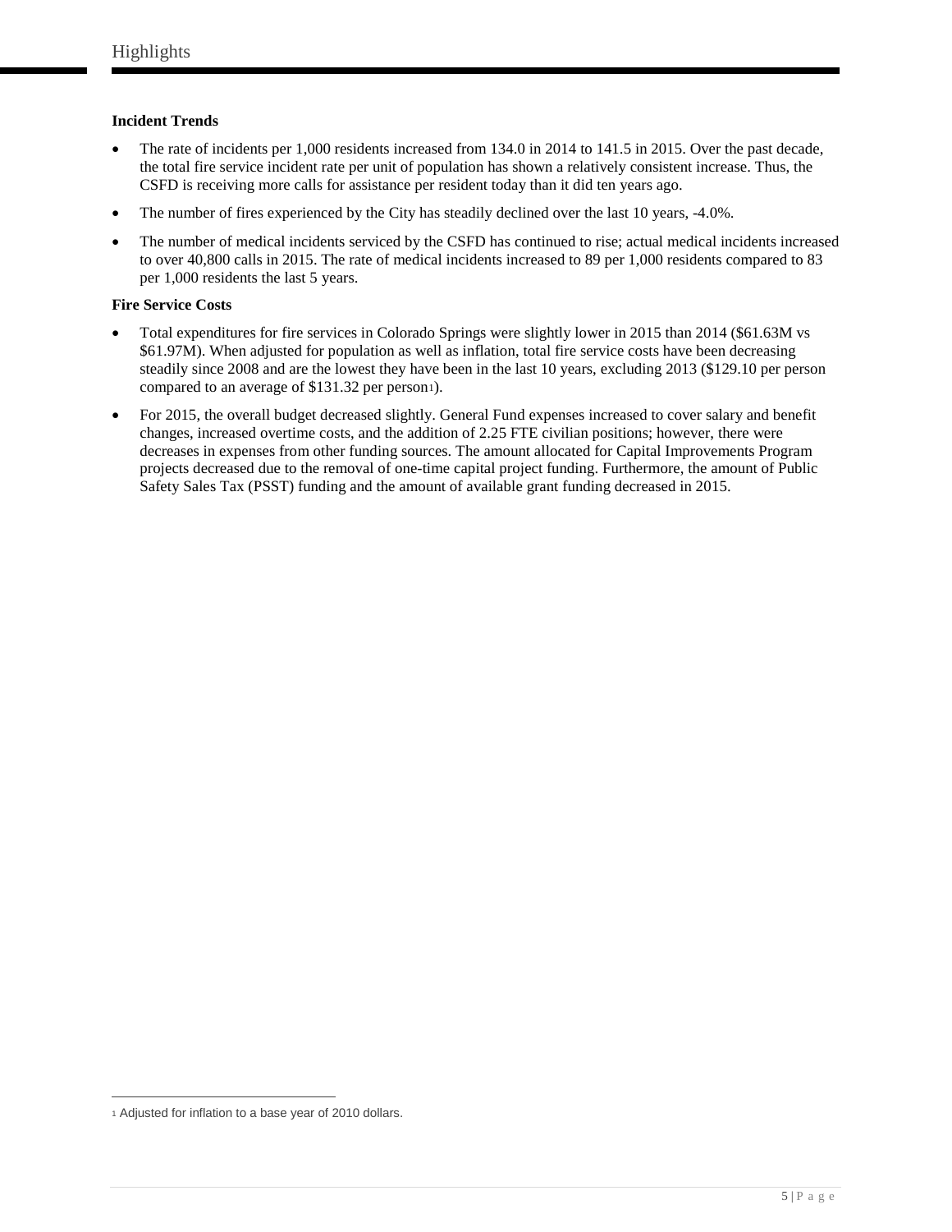# Highlights

**Incident Trends**

- The rate of incidents per 1,000 residents increased from 134.0 in 2014 to 141.5 in 2015. Over the past decade, the total fire service incident rate per unit of population has shown a relatively consistent increase. Thus, the CSFD is receiving more calls for assistance per resident today than it did ten years ago.
- The number of fires experienced by the City has steadily declined over the last 10 years, -4.0%.
- The number of medical incidents serviced by the CSFD has continued to rise; actual medical incidents increased to over 40,800 calls in 2015. The rate of medical incidents increased to 89 per 1,000 residents compared to 83 per 1,000 residents the last 5 years.

**Fire Service Costs**

- Total expenditures for fire services in Colorado Springs were slightly lower in 2015 than 2014 ($61.63M vs $61.97M). When adjusted for population as well as inflation, total fire service costs have been decreasing steadily since 2008 and are the lowest they have been in the last 10 years, excluding 2013 ($129.10 per person compared to an average of $131.32 per person[1]).
- For 2015, the overall budget decreased slightly. General Fund expenses increased to cover salary and benefit changes, increased overtime costs, and the addition of 2.25 FTE civilian positions; however, there were decreases in expenses from other funding sources. The amount allocated for Capital Improvements Program projects decreased due to the removal of one-time capital project funding. Furthermore, the amount of Public Safety Sales Tax (PSST) funding and the amount of available grant funding decreased in 2015.

[1] Adjusted for inflation to a base year of 2010 dollars.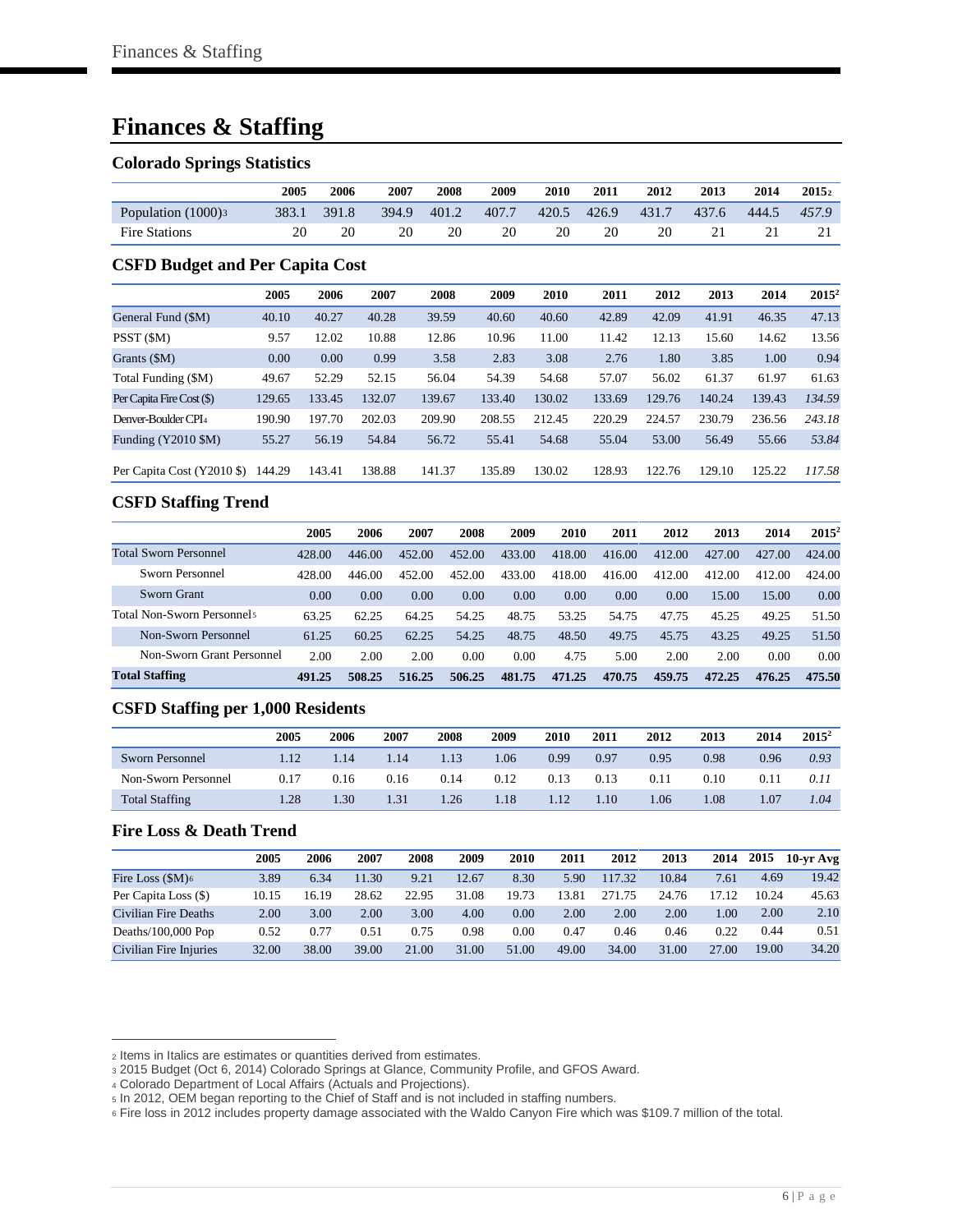# Finances & Staffing

### Colorado Springs Statistics

| | 2005 | 2006 | 2007 | 2008 | 2009 | 2010 | 2011 | 2012 | 2013 | 2014 | 2015[2] |
|---|---|---|---|---|---|---|---|---|---|---|---|
| Population (1000)[3] | 383.1 | 391.8 | 394.9 | 401.2 | 407.7 | 420.5 | 426.9 | 431.7 | 437.6 | 444.5 | *457.9* |
| Fire Stations | 20 | 20 | 20 | 20 | 20 | 20 | 20 | 20 | 21 | 21 | 21 |

### CSFD Budget and Per Capita Cost

| | 2005 | 2006 | 2007 | 2008 | 2009 | 2010 | 2011 | 2012 | 2013 | 2014 | 2015[2] |
|---|---|---|---|---|---|---|---|---|---|---|---|
| General Fund ($M) | 40.10 | 40.27 | 40.28 | 39.59 | 40.60 | 40.60 | 42.89 | 42.09 | 41.91 | 46.35 | 47.13 |
| PSST ($M) | 9.57 | 12.02 | 10.88 | 12.86 | 10.96 | 11.00 | 11.42 | 12.13 | 15.60 | 14.62 | 13.56 |
| Grants ($M) | 0.00 | 0.00 | 0.99 | 3.58 | 2.83 | 3.08 | 2.76 | 1.80 | 3.85 | 1.00 | 0.94 |
| Total Funding ($M) | 49.67 | 52.29 | 52.15 | 56.04 | 54.39 | 54.68 | 57.07 | 56.02 | 61.37 | 61.97 | 61.63 |
| Per Capita Fire Cost ($) | 129.65 | 133.45 | 132.07 | 139.67 | 133.40 | 130.02 | 133.69 | 129.76 | 140.24 | 139.43 | *134.59* |
| Denver-Boulder CPI[4] | 190.90 | 197.70 | 202.03 | 209.90 | 208.55 | 212.45 | 220.29 | 224.57 | 230.79 | 236.56 | *243.18* |
| Funding (Y2010 $M) | 55.27 | 56.19 | 54.84 | 56.72 | 55.41 | 54.68 | 55.04 | 53.00 | 56.49 | 55.66 | *53.84* |
| Per Capita Cost (Y2010 $) | 144.29 | 143.41 | 138.88 | 141.37 | 135.89 | 130.02 | 128.93 | 122.76 | 129.10 | 125.22 | *117.58* |

### CSFD Staffing Trend

| | 2005 | 2006 | 2007 | 2008 | 2009 | 2010 | 2011 | 2012 | 2013 | 2014 | 2015[2] |
|---|---|---|---|---|---|---|---|---|---|---|---|
| Total Sworn Personnel | 428.00 | 446.00 | 452.00 | 452.00 | 433.00 | 418.00 | 416.00 | 412.00 | 427.00 | 427.00 | 424.00 |
| Sworn Personnel | 428.00 | 446.00 | 452.00 | 452.00 | 433.00 | 418.00 | 416.00 | 412.00 | 412.00 | 412.00 | 424.00 |
| Sworn Grant | 0.00 | 0.00 | 0.00 | 0.00 | 0.00 | 0.00 | 0.00 | 0.00 | 15.00 | 15.00 | 0.00 |
| Total Non-Sworn Personnel[5] | 63.25 | 62.25 | 64.25 | 54.25 | 48.75 | 53.25 | 54.75 | 47.75 | 45.25 | 49.25 | 51.50 |
| Non-Sworn Personnel | 61.25 | 60.25 | 62.25 | 54.25 | 48.75 | 48.50 | 49.75 | 45.75 | 43.25 | 49.25 | 51.50 |
| Non-Sworn Grant Personnel | 2.00 | 2.00 | 2.00 | 0.00 | 0.00 | 4.75 | 5.00 | 2.00 | 2.00 | 0.00 | 0.00 |
| **Total Staffing** | **491.25** | **508.25** | **516.25** | **506.25** | **481.75** | **471.25** | **470.75** | **459.75** | **472.25** | **476.25** | **475.50** |

### CSFD Staffing per 1,000 Residents

| | 2005 | 2006 | 2007 | 2008 | 2009 | 2010 | 2011 | 2012 | 2013 | 2014 | 2015[2] |
|---|---|---|---|---|---|---|---|---|---|---|---|
| Sworn Personnel | 1.12 | 1.14 | 1.14 | 1.13 | 1.06 | 0.99 | 0.97 | 0.95 | 0.98 | 0.96 | *0.93* |
| Non-Sworn Personnel | 0.17 | 0.16 | 0.16 | 0.14 | 0.12 | 0.13 | 0.13 | 0.11 | 0.10 | 0.11 | *0.11* |
| Total Staffing | 1.28 | 1.30 | 1.31 | 1.26 | 1.18 | 1.12 | 1.10 | 1.06 | 1.08 | 1.07 | *1.04* |

### Fire Loss & Death Trend

| | 2005 | 2006 | 2007 | 2008 | 2009 | 2010 | 2011 | 2012 | 2013 | 2014 | 2015 | 10-yr Avg |
|---|---|---|---|---|---|---|---|---|---|---|---|---|
| Fire Loss ($M)[6] | 3.89 | 6.34 | 11.30 | 9.21 | 12.67 | 8.30 | 5.90 | 117.32 | 10.84 | 7.61 | 4.69 | 19.42 |
| Per Capita Loss ($) | 10.15 | 16.19 | 28.62 | 22.95 | 31.08 | 19.73 | 13.81 | 271.75 | 24.76 | 17.12 | 10.24 | 45.63 |
| Civilian Fire Deaths | 2.00 | 3.00 | 2.00 | 3.00 | 4.00 | 0.00 | 2.00 | 2.00 | 2.00 | 1.00 | 2.00 | 2.10 |
| Deaths/100,000 Pop | 0.52 | 0.77 | 0.51 | 0.75 | 0.98 | 0.00 | 0.47 | 0.46 | 0.46 | 0.22 | 0.44 | 0.51 |
| Civilian Fire Injuries | 32.00 | 38.00 | 39.00 | 21.00 | 31.00 | 51.00 | 49.00 | 34.00 | 31.00 | 27.00 | 19.00 | 34.20 |

---

[2] Items in Italics are estimates or quantities derived from estimates.

[3] 2015 Budget (Oct 6, 2014) Colorado Springs at Glance, Community Profile, and GFOS Award.

[4] Colorado Department of Local Affairs (Actuals and Projections).

[5] In 2012, OEM began reporting to the Chief of Staff and is not included in staffing numbers.

[6] Fire loss in 2012 includes property damage associated with the Waldo Canyon Fire which was $109.7 million of the total.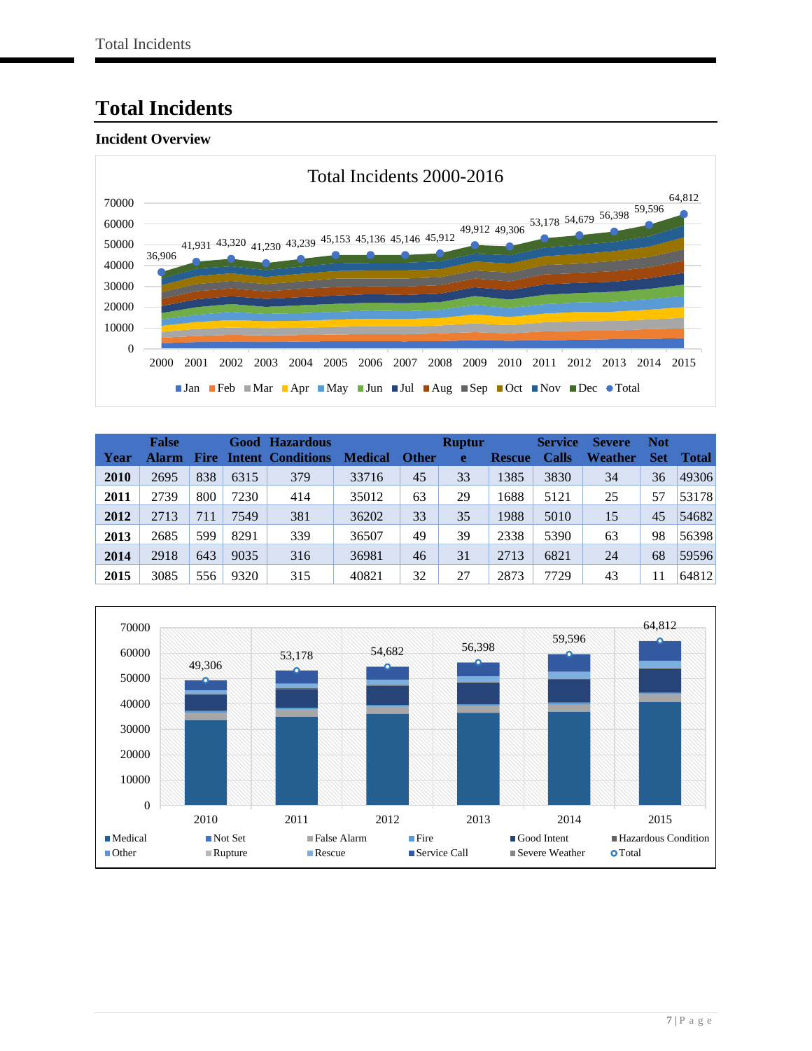# Total Incidents

## Incident Overview

| Year | False Alarm | Fire | Good Intent | Hazardous Conditions | Medical | Other | Rupture | Rescue | Service Calls | Severe Weather | Not Set | Total |
|---|---|---|---|---|---|---|---|---|---|---|---|---|
| **2010** | 2695 | 838 | 6315 | 379 | 33716 | 45 | 33 | 1385 | 3830 | 34 | 36 | 49306 |
| **2011** | 2739 | 800 | 7230 | 414 | 35012 | 63 | 29 | 1688 | 5121 | 25 | 57 | 53178 |
| **2012** | 2713 | 711 | 7549 | 381 | 36202 | 33 | 35 | 1988 | 5010 | 15 | 45 | 54682 |
| **2013** | 2685 | 599 | 8291 | 339 | 36507 | 49 | 39 | 2338 | 5390 | 63 | 98 | 56398 |
| **2014** | 2918 | 643 | 9035 | 316 | 36981 | 46 | 31 | 2713 | 6821 | 24 | 68 | 59596 |
| **2015** | 3085 | 556 | 9320 | 315 | 40821 | 32 | 27 | 2873 | 7729 | 43 | 11 | 64812 |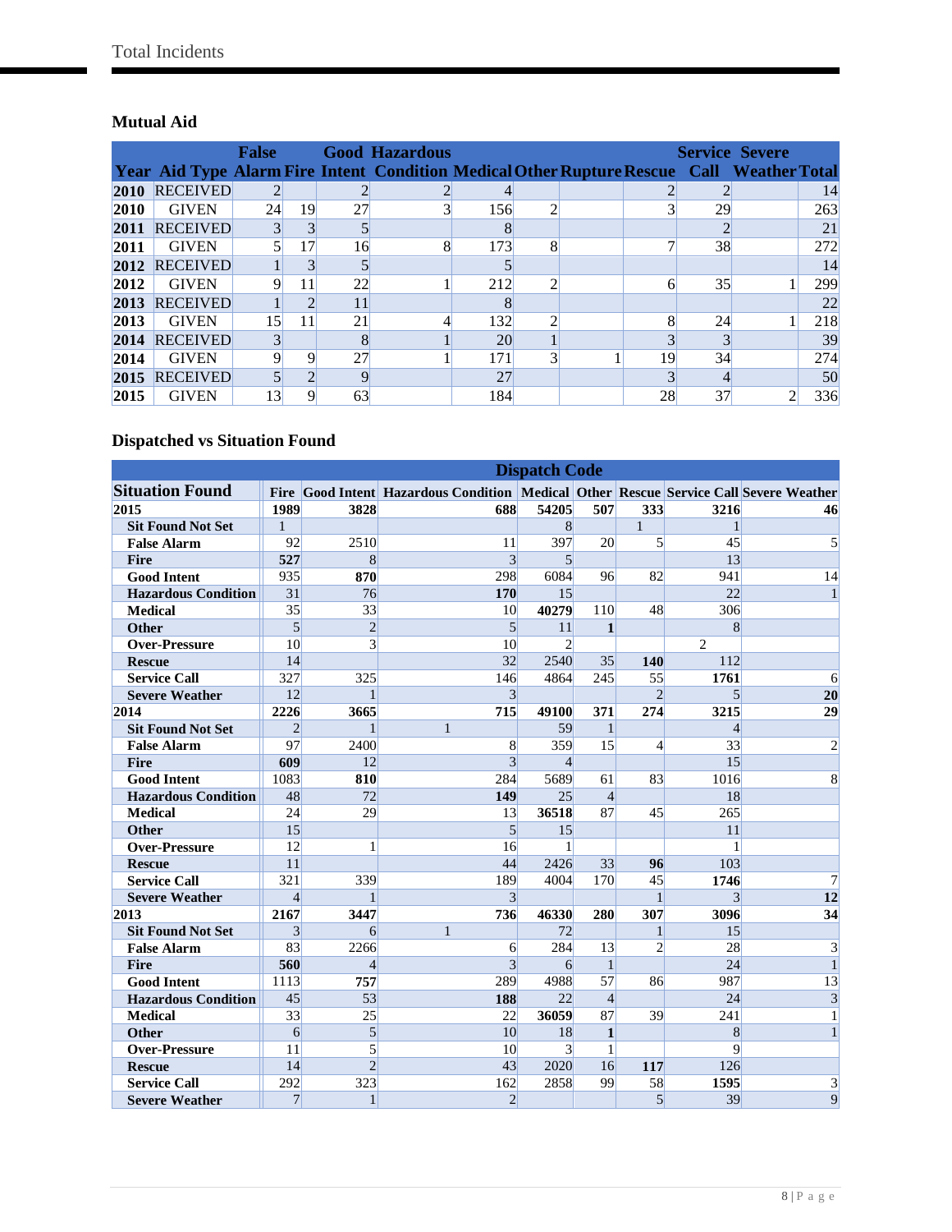### Mutual Aid

| Year | Aid Type | False Alarm | Fire | Good Intent | Hazardous Condition | Medical | Other | Rupture | Rescue | Service Call | Severe Weather | Total |
|---|---|---|---|---|---|---|---|---|---|---|---|---|
| 2010 | RECEIVED | 2 | | 2 | 2 | 4 | | | 2 | 2 | | 14 |
| 2010 | GIVEN | 24 | 19 | 27 | 3 | 156 | 2 | | 3 | 29 | | 263 |
| 2011 | RECEIVED | 3 | 3 | 5 | | 8 | | | | 2 | | 21 |
| 2011 | GIVEN | 5 | 17 | 16 | 8 | 173 | 8 | | 7 | 38 | | 272 |
| 2012 | RECEIVED | 1 | 3 | 5 | | 5 | | | | | | 14 |
| 2012 | GIVEN | 9 | 11 | 22 | 1 | 212 | 2 | | 6 | 35 | 1 | 299 |
| 2013 | RECEIVED | 1 | 2 | 11 | | 8 | | | | | | 22 |
| 2013 | GIVEN | 15 | 11 | 21 | 4 | 132 | 2 | | 8 | 24 | 1 | 218 |
| 2014 | RECEIVED | 3 | | 8 | 1 | 20 | 1 | | 3 | 3 | | 39 |
| 2014 | GIVEN | 9 | 9 | 27 | 1 | 171 | 3 | 1 | 19 | 34 | | 274 |
| 2015 | RECEIVED | 5 | 2 | 9 | | 27 | | | 3 | 4 | | 50 |
| 2015 | GIVEN | 13 | 9 | 63 | | 184 | | | 28 | 37 | 2 | 336 |

### Dispatched vs Situation Found

| | Dispatch Code | | | | | | | |
|---|---|---|---|---|---|---|---|---|
| **Situation Found** | **Fire** | **Good Intent** | **Hazardous Condition** | **Medical** | **Other** | **Rescue** | **Service Call** | **Severe Weather** |
| **2015** | **1989** | **3828** | **688** | **54205** | **507** | **333** | **3216** | **46** |
| Sit Found Not Set | 1 | | | 8 | | 1 | 1 | |
| False Alarm | 92 | 2510 | 11 | 397 | 20 | 5 | 45 | 5 |
| Fire | **527** | 8 | 3 | 5 | | | 13 | |
| Good Intent | 935 | **870** | 298 | 6084 | 96 | 82 | 941 | 14 |
| Hazardous Condition | 31 | 76 | **170** | 15 | | | 22 | 1 |
| Medical | 35 | 33 | 10 | **40279** | 110 | 48 | 306 | |
| Other | 5 | 2 | 5 | 11 | **1** | | 8 | |
| Over-Pressure | 10 | 3 | 10 | 2 | | | 2 | |
| Rescue | 14 | | 32 | 2540 | 35 | **140** | 112 | |
| Service Call | 327 | 325 | 146 | 4864 | 245 | 55 | **1761** | 6 |
| Severe Weather | 12 | 1 | 3 | | | 2 | 5 | **20** |
| **2014** | **2226** | **3665** | **715** | **49100** | **371** | **274** | **3215** | **29** |
| Sit Found Not Set | 2 | 1 | 1 | 59 | 1 | | 4 | |
| False Alarm | 97 | 2400 | 8 | 359 | 15 | 4 | 33 | 2 |
| Fire | **609** | 12 | 3 | 4 | | | 15 | |
| Good Intent | 1083 | **810** | 284 | 5689 | 61 | 83 | 1016 | 8 |
| Hazardous Condition | 48 | 72 | **149** | 25 | 4 | | 18 | |
| Medical | 24 | 29 | 13 | **36518** | 87 | 45 | 265 | |
| Other | 15 | | 5 | 15 | | | 11 | |
| Over-Pressure | 12 | 1 | 16 | 1 | | | 1 | |
| Rescue | 11 | | 44 | 2426 | 33 | **96** | 103 | |
| Service Call | 321 | 339 | 189 | 4004 | 170 | 45 | **1746** | 7 |
| Severe Weather | 4 | 1 | 3 | | | 1 | 3 | **12** |
| **2013** | **2167** | **3447** | **736** | **46330** | **280** | **307** | **3096** | **34** |
| Sit Found Not Set | 3 | 6 | 1 | 72 | | 1 | 15 | |
| False Alarm | 83 | 2266 | 6 | 284 | 13 | 2 | 28 | 3 |
| Fire | **560** | 4 | 3 | 6 | 1 | | 24 | 1 |
| Good Intent | 1113 | **757** | 289 | 4988 | 57 | 86 | 987 | 13 |
| Hazardous Condition | 45 | 53 | **188** | 22 | 4 | | 24 | 3 |
| Medical | 33 | 25 | 22 | **36059** | 87 | 39 | 241 | 1 |
| Other | 6 | 5 | 10 | 18 | **1** | | 8 | 1 |
| Over-Pressure | 11 | 5 | 10 | 3 | 1 | | 9 | |
| Rescue | 14 | 2 | 43 | 2020 | 16 | **117** | 126 | |
| Service Call | 292 | 323 | 162 | 2858 | 99 | 58 | **1595** | 3 |
| Severe Weather | 7 | 1 | 2 | | | 5 | 39 | 9 |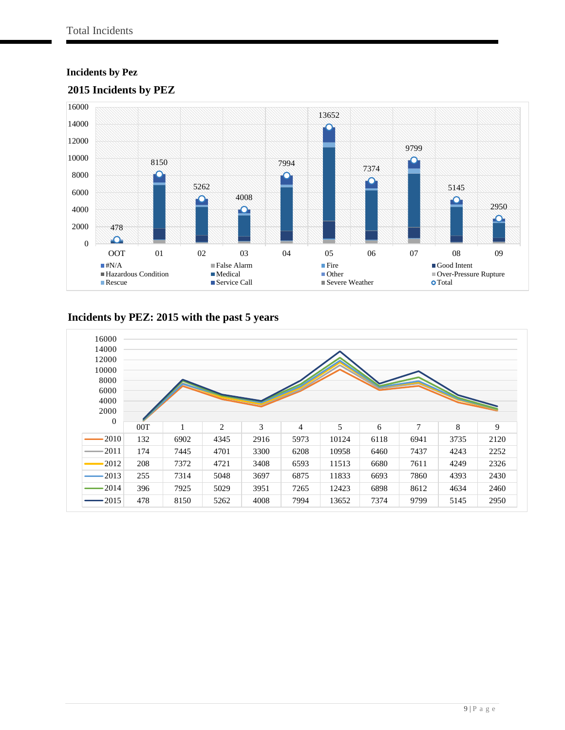# Total Incidents

### Incidents by Pez

### 2015 Incidents by PEZ

| | OOT | 01 | 02 | 03 | 04 | 05 | 06 | 07 | 08 | 09 |
|---|---|---|---|---|---|---|---|---|---|---|
| Total | 478 | 8150 | 5262 | 4008 | 7994 | 13652 | 7374 | 9799 | 5145 | 2950 |

Legend: #N/A, False Alarm, Fire, Good Intent, Hazardous Condition, Medical, Other, Over-Pressure Rupture, Rescue, Service Call, Severe Weather, Total

### Incidents by PEZ: 2015 with the past 5 years

| | 00T | 1 | 2 | 3 | 4 | 5 | 6 | 7 | 8 | 9 |
|---|---|---|---|---|---|---|---|---|---|---|
| 2010 | 132 | 6902 | 4345 | 2916 | 5973 | 10124 | 6118 | 6941 | 3735 | 2120 |
| 2011 | 174 | 7445 | 4701 | 3300 | 6208 | 10958 | 6460 | 7437 | 4243 | 2252 |
| 2012 | 208 | 7372 | 4721 | 3408 | 6593 | 11513 | 6680 | 7611 | 4249 | 2326 |
| 2013 | 255 | 7314 | 5048 | 3697 | 6875 | 11833 | 6693 | 7860 | 4393 | 2430 |
| 2014 | 396 | 7925 | 5029 | 3951 | 7265 | 12423 | 6898 | 8612 | 4634 | 2460 |
| 2015 | 478 | 8150 | 5262 | 4008 | 7994 | 13652 | 7374 | 9799 | 5145 | 2950 |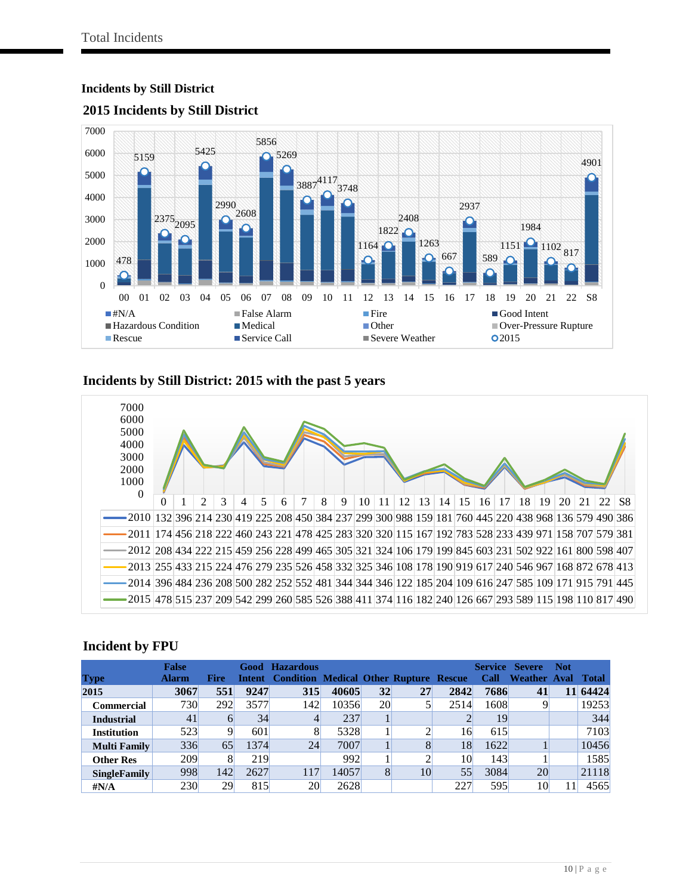## Incidents by Still District

### 2015 Incidents by Still District

| Still District | 00 | 01 | 02 | 03 | 04 | 05 | 06 | 07 | 08 | 09 | 10 | 11 | 12 | 13 | 14 | 15 | 16 | 17 | 18 | 19 | 20 | 21 | 22 | S8 |
|---|---|---|---|---|---|---|---|---|---|---|---|---|---|---|---|---|---|---|---|---|---|---|---|---|
| 2015 | 478 | 5159 | 2375 | 2095 | 5425 | 2990 | 2608 | 5856 | 5269 | 3887 | 4117 | 3748 | 1164 | 1822 | 2408 | 1263 | 667 | 2937 | 589 | 1151 | 1984 | 1102 | 817 | 4901 |

Legend: #N/A, False Alarm, Fire, Good Intent, Hazardous Condition, Medical, Other, Over-Pressure Rupture, Rescue, Service Call, Severe Weather, 2015

### Incidents by Still District: 2015 with the past 5 years

| | 0 | 1 | 2 | 3 | 4 | 5 | 6 | 7 | 8 | 9 | 10 | 11 | 12 | 13 | 14 | 15 | 16 | 17 | 18 | 19 | 20 | 21 | 22 | S8 |
|---|---|---|---|---|---|---|---|---|---|---|---|---|---|---|---|---|---|---|---|---|---|---|---|---|
| 2010 | 132 | 396 | 214 | 230 | 419 | 225 | 208 | 450 | 384 | 237 | 299 | 300 | 988 | 159 | 181 | 760 | 445 | 220 | 438 | 968 | 136 | 579 | 490 | 386 |
| 2011 | 174 | 456 | 218 | 222 | 460 | 243 | 221 | 478 | 425 | 283 | 320 | 320 | 115 | 167 | 192 | 783 | 528 | 233 | 439 | 971 | 158 | 707 | 579 | 381 |
| 2012 | 208 | 434 | 222 | 215 | 459 | 256 | 228 | 499 | 465 | 305 | 321 | 324 | 106 | 179 | 199 | 845 | 603 | 231 | 502 | 922 | 161 | 800 | 598 | 407 |
| 2013 | 255 | 433 | 215 | 224 | 476 | 279 | 235 | 526 | 458 | 332 | 325 | 346 | 108 | 178 | 190 | 919 | 617 | 240 | 546 | 967 | 168 | 872 | 678 | 413 |
| 2014 | 396 | 484 | 236 | 208 | 500 | 282 | 252 | 552 | 481 | 344 | 344 | 346 | 122 | 185 | 204 | 109 | 616 | 247 | 585 | 109 | 171 | 915 | 791 | 445 |
| 2015 | 478 | 515 | 237 | 209 | 542 | 299 | 260 | 585 | 526 | 388 | 411 | 374 | 116 | 182 | 240 | 126 | 667 | 293 | 589 | 115 | 198 | 110 | 817 | 490 |

## Incident by FPU

| Type | False Alarm | Fire | Good Intent | Hazardous Condition | Medical | Other | Rupture | Rescue | Service Call | Severe Weather | Not Aval | Total |
|---|---|---|---|---|---|---|---|---|---|---|---|---|
| **2015** | **3067** | **551** | **9247** | **315** | **40605** | **32** | **27** | **2842** | **7686** | **41** | **11** | **64424** |
| **Commercial** | 730 | 292 | 3577 | 142 | 10356 | 20 | 5 | 2514 | 1608 | 9 | | 19253 |
| **Industrial** | 41 | 6 | 34 | 4 | 237 | 1 | | 2 | 19 | | | 344 |
| **Institution** | 523 | 9 | 601 | 8 | 5328 | 1 | 2 | 16 | 615 | | | 7103 |
| **Multi Family** | 336 | 65 | 1374 | 24 | 7007 | 1 | 8 | 18 | 1622 | 1 | | 10456 |
| **Other Res** | 209 | 8 | 219 | | 992 | 1 | 2 | 10 | 143 | 1 | | 1585 |
| **SingleFamily** | 998 | 142 | 2627 | 117 | 14057 | 8 | 10 | 55 | 3084 | 20 | | 21118 |
| **#N/A** | 230 | 29 | 815 | 20 | 2628 | | | 227 | 595 | 10 | 11 | 4565 |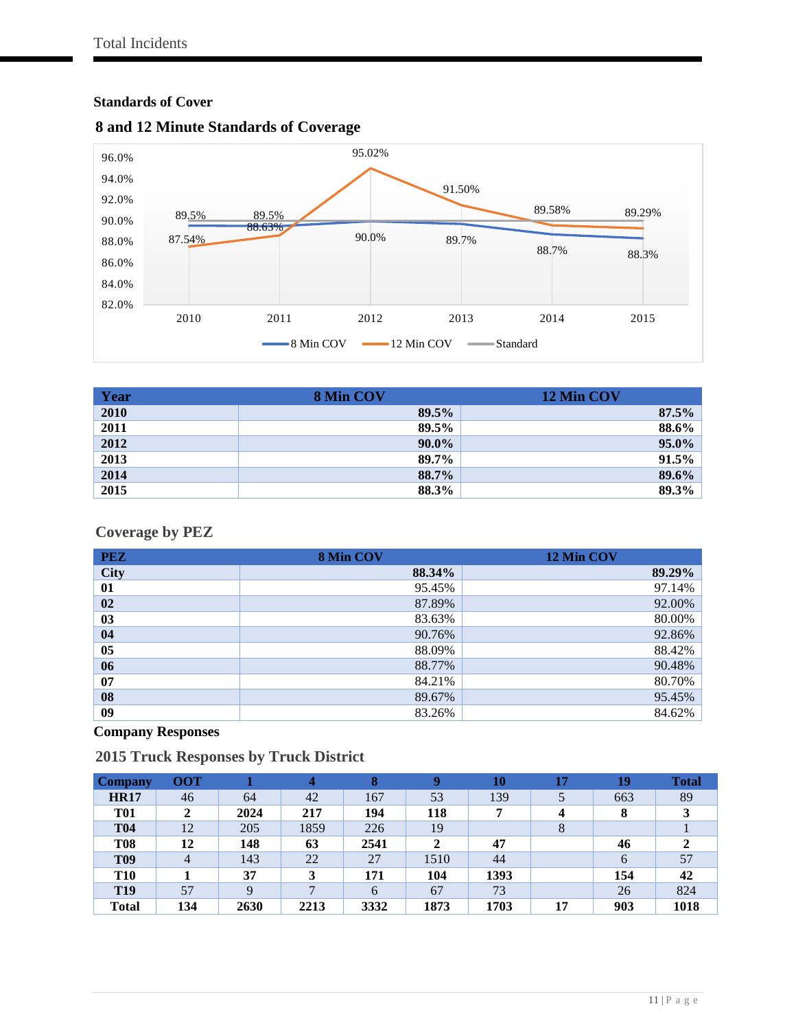## Standards of Cover

### 8 and 12 Minute Standards of Coverage

| Year | 8 Min COV | 12 Min COV |
|---|---|---|
| **2010** | **89.5%** | **87.5%** |
| **2011** | **89.5%** | **88.6%** |
| **2012** | **90.0%** | **95.0%** |
| **2013** | **89.7%** | **91.5%** |
| **2014** | **88.7%** | **89.6%** |
| **2015** | **88.3%** | **89.3%** |

### Coverage by PEZ

| PEZ | 8 Min COV | 12 Min COV |
|---|---|---|
| **City** | **88.34%** | **89.29%** |
| **01** | 95.45% | 97.14% |
| **02** | 87.89% | 92.00% |
| **03** | 83.63% | 80.00% |
| **04** | 90.76% | 92.86% |
| **05** | 88.09% | 88.42% |
| **06** | 88.77% | 90.48% |
| **07** | 84.21% | 80.70% |
| **08** | 89.67% | 95.45% |
| **09** | 83.26% | 84.62% |

## Company Responses

### 2015 Truck Responses by Truck District

| Company | OOT | 1 | 4 | 8 | 9 | 10 | 17 | 19 | Total |
|---|---|---|---|---|---|---|---|---|---|
| **HR17** | 46 | 64 | 42 | 167 | 53 | 139 | 5 | 663 | 89 |
| **T01** | **2** | **2024** | **217** | **194** | **118** | **7** | **4** | **8** | **3** |
| **T04** | 12 | 205 | 1859 | 226 | 19 | | 8 | | 1 |
| **T08** | **12** | **148** | **63** | **2541** | **2** | **47** | | **46** | **2** |
| **T09** | 4 | 143 | 22 | 27 | 1510 | 44 | | 6 | 57 |
| **T10** | **1** | **37** | **3** | **171** | **104** | **1393** | | **154** | **42** |
| **T19** | 57 | 9 | 7 | 6 | 67 | 73 | | 26 | 824 |
| **Total** | **134** | **2630** | **2213** | **3332** | **1873** | **1703** | **17** | **903** | **1018** |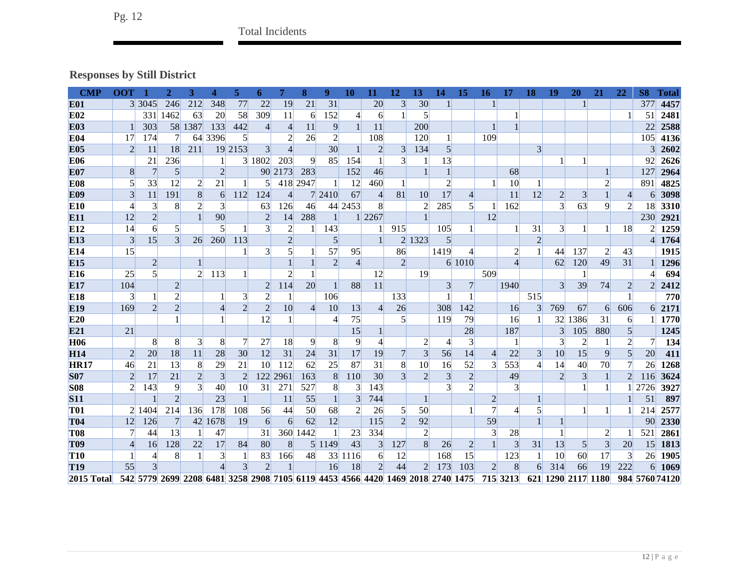Total Incidents

### Responses by Still District

| CMP | OOT | 1 | 2 | 3 | 4 | 5 | 6 | 7 | 8 | 9 | 10 | 11 | 12 | 13 | 14 | 15 | 16 | 17 | 18 | 19 | 20 | 21 | 22 | S8 | Total |
|---|---|---|---|---|---|---|---|---|---|---|---|---|---|---|---|---|---|---|---|---|---|---|---|---|---|
| **E01** | 3 | 3045 | 246 | 212 | 348 | 77 | 22 | 19 | 21 | 31 | | 20 | 3 | 30 | 1 | | 1 | | | | 1 | | | 377 | **4457** |
| **E02** | | 331 | 1462 | 63 | 20 | 58 | 309 | 11 | 6 | 152 | 4 | 6 | 1 | 5 | | | | 1 | | | | | 1 | 51 | **2481** |
| **E03** | 1 | 303 | 58 | 1387 | 133 | 442 | 4 | 4 | 11 | 9 | 1 | 11 | | 200 | | | 1 | 1 | | | | | | 22 | **2588** |
| **E04** | 17 | 174 | 7 | 64 | 3396 | 5 | | 2 | 26 | 2 | | 108 | | 120 | 1 | | 109 | | | | | | | 105 | **4136** |
| **E05** | 2 | 11 | 18 | 211 | 19 | 2153 | 3 | 4 | | 30 | 1 | 2 | 3 | 134 | 5 | | | | 3 | | | | | 3 | **2602** |
| **E06** | | 21 | 236 | | 1 | 3 | 1802 | 203 | 9 | 85 | 154 | 1 | 3 | 1 | 13 | | | | | 1 | 1 | | | 92 | **2626** |
| **E07** | 8 | 7 | 5 | | 2 | | 90 | 2173 | 283 | | 152 | 46 | | 1 | 1 | | | 68 | | | | 1 | | 127 | **2964** |
| **E08** | 5 | 33 | 12 | 2 | 21 | 1 | 5 | 418 | 2947 | 1 | 12 | 460 | 1 | | 2 | | 1 | 10 | 1 | | | 2 | | 891 | **4825** |
| **E09** | 3 | 11 | 191 | 8 | 6 | 112 | 124 | 4 | 7 | 2410 | 67 | 4 | 81 | 10 | 17 | 4 | | 11 | 12 | 2 | 3 | 1 | 4 | 6 | **3098** |
| **E10** | 4 | 3 | 8 | 2 | 3 | | 63 | 126 | 46 | 44 | 2453 | 8 | | 2 | 285 | 5 | 1 | 162 | | 3 | 63 | 9 | 2 | 18 | **3310** |
| **E11** | 12 | 2 | | 1 | 90 | | 2 | 14 | 288 | 1 | 1 | 2267 | | 1 | | | 12 | | | | | | | 230 | **2921** |
| **E12** | 14 | 6 | 5 | | 5 | 1 | 3 | 2 | 1 | 143 | | 1 | 915 | | 105 | 1 | | 1 | 31 | 3 | 1 | 1 | 18 | 2 | **1259** |
| **E13** | 3 | 15 | 3 | 26 | 260 | 113 | | 2 | | 5 | | 1 | 2 | 1323 | 5 | | | | 2 | | | | | 4 | **1764** |
| **E14** | 15 | | | | | 1 | 3 | 5 | 1 | 57 | 95 | | 86 | | 1419 | 4 | | 2 | 1 | 44 | 137 | 2 | 43 | | **1915** |
| **E15** | | 2 | | 1 | | | | 1 | 1 | 2 | 4 | | 2 | | 6 | 1010 | | 4 | | 62 | 120 | 49 | 31 | 1 | **1296** |
| **E16** | 25 | 5 | | 2 | 113 | 1 | | 2 | 1 | | | 12 | | 19 | | | 509 | | | | 1 | | | 4 | **694** |
| **E17** | 104 | | 2 | | | | 2 | 114 | 20 | 1 | 88 | 11 | | | 3 | 7 | | 1940 | | 3 | 39 | 74 | 2 | 2 | **2412** |
| **E18** | 3 | 1 | 2 | | 1 | 3 | 2 | 1 | | 106 | | | 133 | | 1 | 1 | | | 515 | | | | 1 | | **770** |
| **E19** | 169 | 2 | 2 | | 4 | 2 | 2 | 10 | 4 | 10 | 13 | 4 | 26 | | 308 | 142 | | 16 | 3 | 769 | 67 | 6 | 606 | 6 | **2171** |
| **E20** | | | 1 | | 1 | | 12 | 1 | | 4 | 75 | | 5 | | 119 | 79 | | 16 | 1 | 32 | 1386 | 31 | 6 | 1 | **1770** |
| **E21** | 21 | | | | | | | | | | 15 | 1 | | | | 28 | | 187 | | 3 | 105 | 880 | 5 | | **1245** |
| **H06** | | 8 | 8 | 3 | 8 | 7 | 27 | 18 | 9 | 8 | 9 | 4 | | 2 | 4 | 3 | | 1 | | 3 | 2 | 1 | 2 | 7 | **134** |
| **H14** | 2 | 20 | 18 | 11 | 28 | 30 | 12 | 31 | 24 | 31 | 17 | 19 | 7 | 3 | 56 | 14 | 4 | 22 | 3 | 10 | 15 | 9 | 5 | 20 | **411** |
| **HR17** | 46 | 21 | 13 | 8 | 29 | 21 | 10 | 112 | 62 | 25 | 87 | 31 | 8 | 10 | 16 | 52 | 3 | 553 | 4 | 14 | 40 | 70 | 7 | 26 | **1268** |
| **S07** | 2 | 17 | 21 | 2 | 3 | 2 | 122 | 2961 | 163 | 8 | 110 | 30 | 3 | 2 | 3 | 2 | | 49 | | 2 | 3 | 1 | 2 | 116 | **3624** |
| **S08** | 2 | 143 | 9 | 3 | 40 | 10 | 31 | 271 | 527 | 8 | 3 | 143 | | | 3 | 2 | | 3 | | | 1 | 1 | 1 | 2726 | **3927** |
| **S11** | | 1 | 2 | | 23 | 1 | | 11 | 55 | 1 | 3 | 744 | | 1 | | | 2 | | 1 | | | | 1 | 51 | **897** |
| **T01** | 2 | 1404 | 214 | 136 | 178 | 108 | 56 | 44 | 50 | 68 | 2 | 26 | 5 | 50 | | 1 | 7 | 4 | 5 | | 1 | 1 | 1 | 214 | **2577** |
| **T04** | 12 | 126 | 7 | 42 | 1678 | 19 | 6 | 6 | 62 | 12 | | 115 | 2 | 92 | | | 59 | | 1 | 1 | | | | 90 | **2330** |
| **T08** | 7 | 44 | 13 | 1 | 47 | | 31 | 360 | 1442 | 1 | 23 | 334 | | 2 | | | 3 | 28 | | 1 | | 2 | 1 | 521 | **2861** |
| **T09** | 4 | 16 | 128 | 22 | 17 | 84 | 80 | 8 | 5 | 1149 | 43 | 3 | 127 | 8 | 26 | 2 | 1 | 3 | 31 | 13 | 5 | 3 | 20 | 15 | **1813** |
| **T10** | 1 | 4 | 8 | 1 | 3 | 1 | 83 | 166 | 48 | 33 | 1116 | 6 | 12 | | 168 | 15 | | 123 | 1 | 10 | 60 | 17 | 3 | 26 | **1905** |
| **T19** | 55 | 3 | | | 4 | 3 | 2 | 1 | | 16 | 18 | 2 | 44 | 2 | 173 | 103 | 2 | 8 | 6 | 314 | 66 | 19 | 222 | 6 | **1069** |
| **2015 Total** | **542** | **5779** | **2699** | **2208** | **6481** | **3258** | **2908** | **7105** | **6119** | **4453** | **4566** | **4420** | **1469** | **2018** | **2740** | **1475** | **715** | **3213** | **621** | **1290** | **2117** | **1180** | **984** | **5760** | **74120** |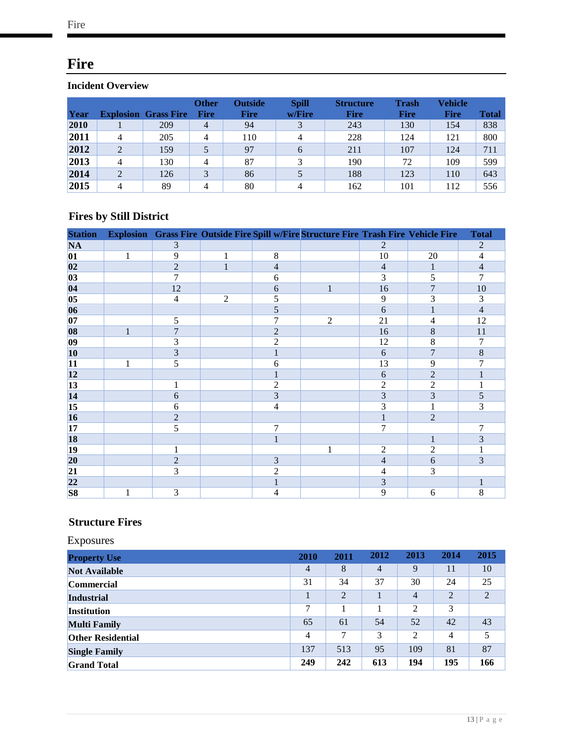# Fire

### Incident Overview

| Year | Explosion | Grass Fire | Other Fire | Outside Fire | Spill w/Fire | Structure Fire | Trash Fire | Vehicle Fire | Total |
|---|---|---|---|---|---|---|---|---|---|
| **2010** | 1 | 209 | 4 | 94 | 3 | 243 | 130 | 154 | 838 |
| **2011** | 4 | 205 | 4 | 110 | 4 | 228 | 124 | 121 | 800 |
| **2012** | 2 | 159 | 5 | 97 | 6 | 211 | 107 | 124 | 711 |
| **2013** | 4 | 130 | 4 | 87 | 3 | 190 | 72 | 109 | 599 |
| **2014** | 2 | 126 | 3 | 86 | 5 | 188 | 123 | 110 | 643 |
| **2015** | 4 | 89 | 4 | 80 | 4 | 162 | 101 | 112 | 556 |

### Fires by Still District

| Station | Explosion | Grass Fire | Outside Fire | Spill w/Fire | Structure Fire | Trash Fire | Vehicle Fire | Total |
|---|---|---|---|---|---|---|---|---|
| **NA** | | 3 | | | | 2 | | 2 |
| **01** | 1 | 9 | 1 | 8 | | 10 | 20 | 4 |
| **02** | | 2 | 1 | 4 | | 4 | 1 | 4 |
| **03** | | 7 | | 6 | | 3 | 5 | 7 |
| **04** | | 12 | | 6 | 1 | 16 | 7 | 10 |
| **05** | | 4 | 2 | 5 | | 9 | 3 | 3 |
| **06** | | | | 5 | | 6 | 1 | 4 |
| **07** | | 5 | | 7 | 2 | 21 | 4 | 12 |
| **08** | 1 | 7 | | 2 | | 16 | 8 | 11 |
| **09** | | 3 | | 2 | | 12 | 8 | 7 |
| **10** | | 3 | | 1 | | 6 | 7 | 8 |
| **11** | 1 | 5 | | 6 | | 13 | 9 | 7 |
| **12** | | | | 1 | | 6 | 2 | 1 |
| **13** | | 1 | | 2 | | 2 | 2 | 1 |
| **14** | | 6 | | 3 | | 3 | 3 | 5 |
| **15** | | 6 | | 4 | | 3 | 1 | 3 |
| **16** | | 2 | | | | 1 | 2 | |
| **17** | | 5 | | 7 | | 7 | | 7 |
| **18** | | | | 1 | | | 1 | 3 |
| **19** | | 1 | | | 1 | 2 | 2 | 1 |
| **20** | | 2 | | 3 | | 4 | 6 | 3 |
| **21** | | 3 | | 2 | | 4 | 3 | |
| **22** | | | | 1 | | 3 | | 1 |
| **S8** | 1 | 3 | | 4 | | 9 | 6 | 8 |

### Structure Fires

Exposures

| Property Use | 2010 | 2011 | 2012 | 2013 | 2014 | 2015 |
|---|---|---|---|---|---|---|
| **Not Available** | 4 | 8 | 4 | 9 | 11 | 10 |
| **Commercial** | 31 | 34 | 37 | 30 | 24 | 25 |
| **Industrial** | 1 | 2 | 1 | 4 | 2 | 2 |
| **Institution** | 7 | 1 | 1 | 2 | 3 | |
| **Multi Family** | 65 | 61 | 54 | 52 | 42 | 43 |
| **Other Residential** | 4 | 7 | 3 | 2 | 4 | 5 |
| **Single Family** | 137 | 513 | 95 | 109 | 81 | 87 |
| **Grand Total** | **249** | **242** | **613** | **194** | **195** | **166** |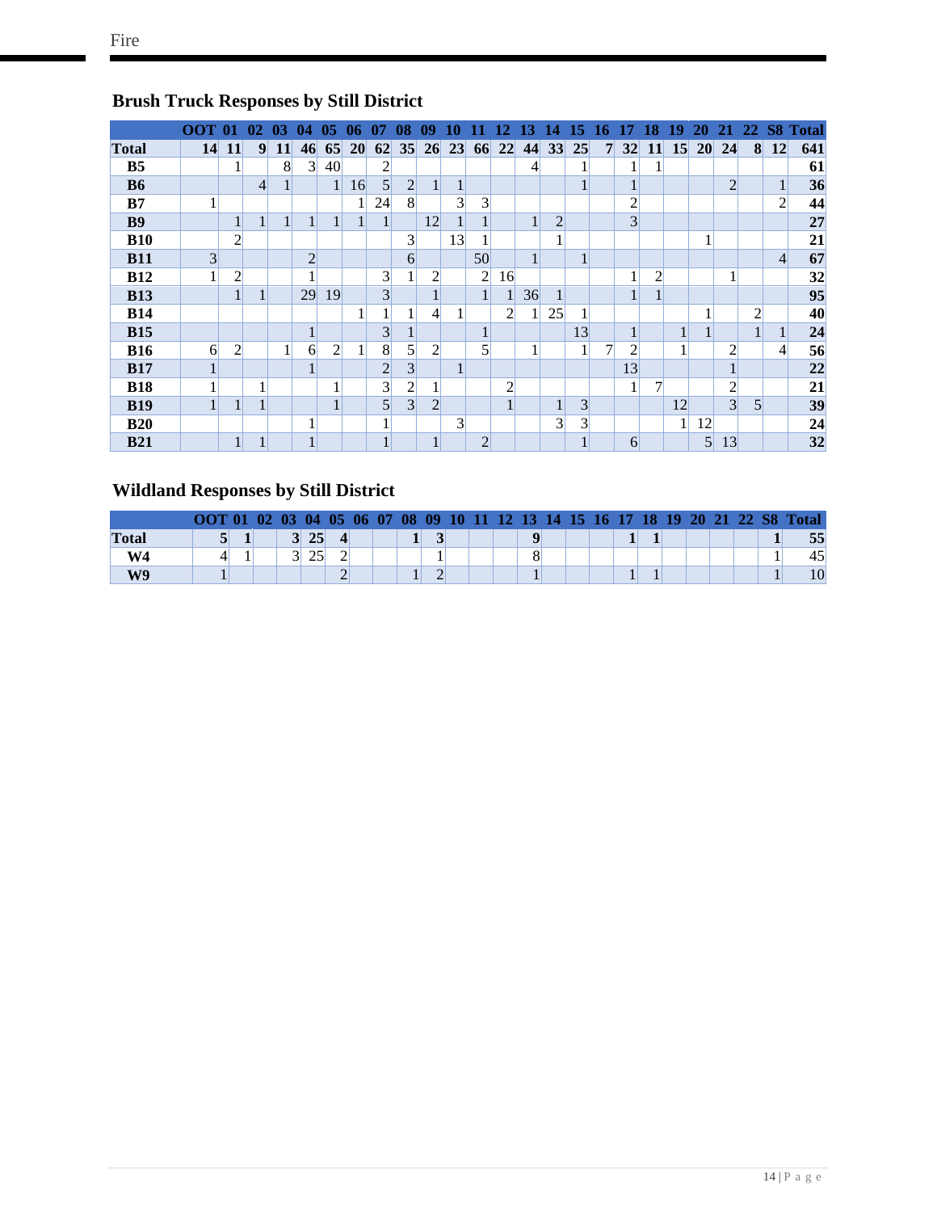## Brush Truck Responses by Still District

| | OOT | 01 | 02 | 03 | 04 | 05 | 06 | 07 | 08 | 09 | 10 | 11 | 12 | 13 | 14 | 15 | 16 | 17 | 18 | 19 | 20 | 21 | 22 | S8 | Total |
|---|---|---|---|---|---|---|---|---|---|---|---|---|---|---|---|---|---|---|---|---|---|---|---|---|---|
| **Total** | **14** | **11** | **9** | **11** | **46** | **65** | **20** | **62** | **35** | **26** | **23** | **66** | **22** | **44** | **33** | **25** | **7** | **32** | **11** | **15** | **20** | **24** | **8** | **12** | **641** |
| **B5** | | 1 | | 8 | 3 | 40 | | 2 | | | | | | 4 | | 1 | | 1 | 1 | | | | | | **61** |
| **B6** | | | 4 | 1 | | 1 | 16 | 5 | 2 | 1 | 1 | | | | | 1 | | 1 | | | | 2 | | 1 | **36** |
| **B7** | 1 | | | | | | 1 | 24 | 8 | | 3 | 3 | | | | | | 2 | | | | | | 2 | **44** |
| **B9** | | 1 | 1 | 1 | 1 | 1 | 1 | 1 | | 12 | 1 | 1 | | 1 | 2 | | | 3 | | | | | | | **27** |
| **B10** | | 2 | | | | | | | 3 | | 13 | 1 | | | 1 | | | | | | 1 | | | | **21** |
| **B11** | 3 | | | | 2 | | | | 6 | | | 50 | | 1 | | 1 | | | | | | | | 4 | **67** |
| **B12** | 1 | 2 | | | 1 | | | 3 | 1 | 2 | | 2 | 16 | | | | | 1 | 2 | | | 1 | | | **32** |
| **B13** | | 1 | 1 | | 29 | 19 | | 3 | | 1 | | 1 | 1 | 36 | 1 | | | 1 | 1 | | | | | | **95** |
| **B14** | | | | | | | 1 | 1 | 1 | 4 | 1 | | 2 | 1 | 25 | 1 | | | | | 1 | | 2 | | **40** |
| **B15** | | | | | 1 | | | 3 | 1 | | | 1 | | | | 13 | | 1 | | 1 | 1 | | 1 | 1 | **24** |
| **B16** | 6 | 2 | | 1 | 6 | 2 | 1 | 8 | 5 | 2 | | 5 | | 1 | | 1 | 7 | 2 | | 1 | | 2 | | 4 | **56** |
| **B17** | 1 | | | | 1 | | | 2 | 3 | | 1 | | | | | | | 13 | | | | 1 | | | **22** |
| **B18** | 1 | | 1 | | | 1 | | 3 | 2 | 1 | | | 2 | | | | | 1 | 7 | | | 2 | | | **21** |
| **B19** | 1 | 1 | 1 | | | 1 | | 5 | 3 | 2 | | | 1 | | 1 | 3 | | | | 12 | | 3 | 5 | | **39** |
| **B20** | | | | | 1 | | | 1 | | | 3 | | | | 3 | 3 | | | | 1 | 12 | | | | **24** |
| **B21** | | 1 | 1 | | 1 | | | 1 | | 1 | | 2 | | | | 1 | | 6 | | | 5 | 13 | | | **32** |

## Wildland Responses by Still District

| | OOT | 01 | 02 | 03 | 04 | 05 | 06 | 07 | 08 | 09 | 10 | 11 | 12 | 13 | 14 | 15 | 16 | 17 | 18 | 19 | 20 | 21 | 22 | S8 | Total |
|---|---|---|---|---|---|---|---|---|---|---|---|---|---|---|---|---|---|---|---|---|---|---|---|---|---|
| **Total** | **5** | **1** | | **3** | **25** | **4** | | | **1** | **3** | | | | **9** | | | | **1** | **1** | | | | | **1** | **55** |
| **W4** | 4 | 1 | | 3 | 25 | 2 | | | | 1 | | | | 8 | | | | | | | | | | 1 | 45 |
| **W9** | 1 | | | | | 2 | | | 1 | 2 | | | | 1 | | | | 1 | 1 | | | | | 1 | 10 |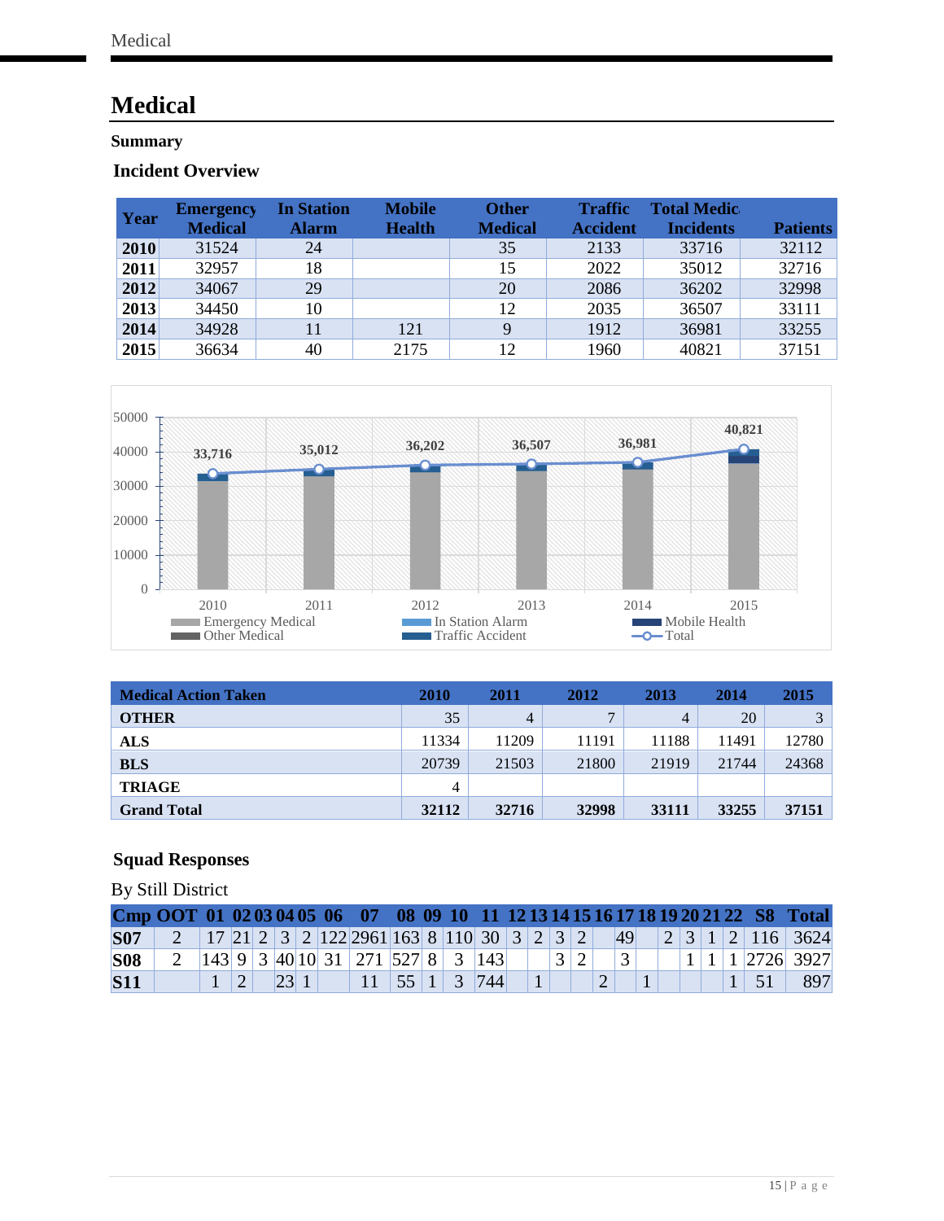# Medical

### Summary

### Incident Overview

| Year | Emergency Medical | In Station Alarm | Mobile Health | Other Medical | Traffic Accident | Total Medical Incidents | Patients |
|---|---|---|---|---|---|---|---|
| 2010 | 31524 | 24 | | 35 | 2133 | 33716 | 32112 |
| 2011 | 32957 | 18 | | 15 | 2022 | 35012 | 32716 |
| 2012 | 34067 | 29 | | 20 | 2086 | 36202 | 32998 |
| 2013 | 34450 | 10 | | 12 | 2035 | 36507 | 33111 |
| 2014 | 34928 | 11 | 121 | 9 | 1912 | 36981 | 33255 |
| 2015 | 36634 | 40 | 2175 | 12 | 1960 | 40821 | 37151 |

| Medical Action Taken | 2010 | 2011 | 2012 | 2013 | 2014 | 2015 |
|---|---|---|---|---|---|---|
| OTHER | 35 | 4 | 7 | 4 | 20 | 3 |
| ALS | 11334 | 11209 | 11191 | 11188 | 11491 | 12780 |
| BLS | 20739 | 21503 | 21800 | 21919 | 21744 | 24368 |
| TRIAGE | 4 | | | | | |
| **Grand Total** | **32112** | **32716** | **32998** | **33111** | **33255** | **37151** |

### Squad Responses

By Still District

| Cmp | OOT | 01 | 02 | 03 | 04 | 05 | 06 | 07 | 08 | 09 | 10 | 11 | 12 | 13 | 14 | 15 | 16 | 17 | 18 | 19 | 20 | 21 | 22 | S8 | Total |
|---|---|---|---|---|---|---|---|---|---|---|---|---|---|---|---|---|---|---|---|---|---|---|---|---|---|
| S07 | 2 | 17 | 21 | 2 | 3 | 2 | 122 | 2961 | 163 | 8 | 110 | 30 | 3 | 2 | 3 | 2 | | 49 | | 2 | 3 | 1 | 2 | 116 | 3624 |
| S08 | 2 | 143 | 9 | 3 | 40 | 10 | 31 | 271 | 527 | 8 | 3 | 143 | | | 3 | 2 | | 3 | | | 1 | 1 | 1 | 2726 | 3927 |
| S11 | | 1 | 2 | | 23 | 1 | | 11 | 55 | 1 | 3 | 744 | | 1 | | | 2 | | 1 | | | | 1 | 51 | 897 |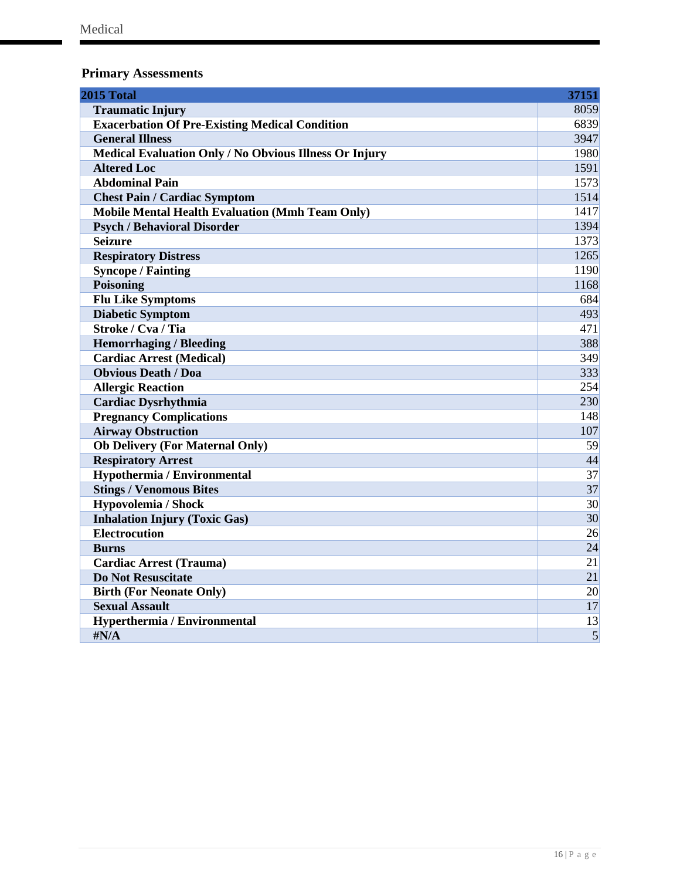## Primary Assessments

| 2015 Total | 37151 |
|---|---|
| Traumatic Injury | 8059 |
| Exacerbation Of Pre-Existing Medical Condition | 6839 |
| General Illness | 3947 |
| Medical Evaluation Only / No Obvious Illness Or Injury | 1980 |
| Altered Loc | 1591 |
| Abdominal Pain | 1573 |
| Chest Pain / Cardiac Symptom | 1514 |
| Mobile Mental Health Evaluation (Mmh Team Only) | 1417 |
| Psych / Behavioral Disorder | 1394 |
| Seizure | 1373 |
| Respiratory Distress | 1265 |
| Syncope / Fainting | 1190 |
| Poisoning | 1168 |
| Flu Like Symptoms | 684 |
| Diabetic Symptom | 493 |
| Stroke / Cva / Tia | 471 |
| Hemorrhaging / Bleeding | 388 |
| Cardiac Arrest (Medical) | 349 |
| Obvious Death / Doa | 333 |
| Allergic Reaction | 254 |
| Cardiac Dysrhythmia | 230 |
| Pregnancy Complications | 148 |
| Airway Obstruction | 107 |
| Ob Delivery (For Maternal Only) | 59 |
| Respiratory Arrest | 44 |
| Hypothermia / Environmental | 37 |
| Stings / Venomous Bites | 37 |
| Hypovolemia / Shock | 30 |
| Inhalation Injury (Toxic Gas) | 30 |
| Electrocution | 26 |
| Burns | 24 |
| Cardiac Arrest (Trauma) | 21 |
| Do Not Resuscitate | 21 |
| Birth (For Neonate Only) | 20 |
| Sexual Assault | 17 |
| Hyperthermia / Environmental | 13 |
| #N/A | 5 |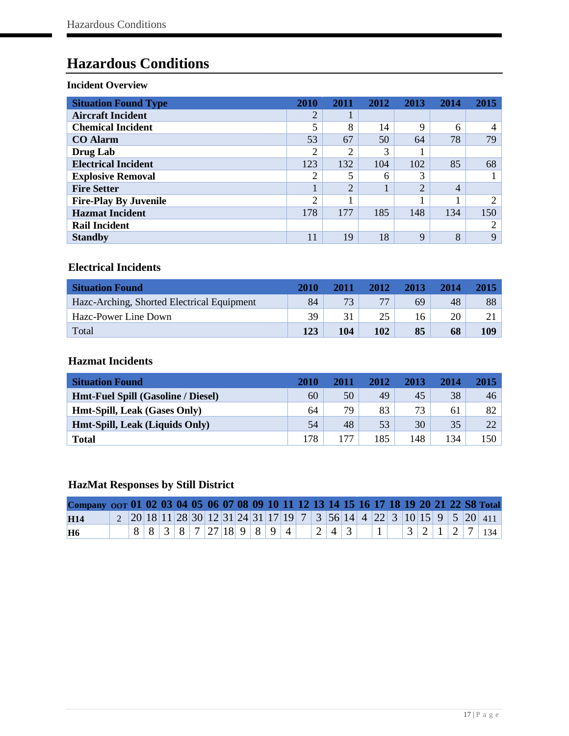# Hazardous Conditions

### Incident Overview

| Situation Found Type | 2010 | 2011 | 2012 | 2013 | 2014 | 2015 |
|---|---|---|---|---|---|---|
| **Aircraft Incident** | 2 | 1 | | | | |
| **Chemical Incident** | 5 | 8 | 14 | 9 | 6 | 4 |
| **CO Alarm** | 53 | 67 | 50 | 64 | 78 | 79 |
| **Drug Lab** | 2 | 2 | 3 | 1 | | |
| **Electrical Incident** | 123 | 132 | 104 | 102 | 85 | 68 |
| **Explosive Removal** | 2 | 5 | 6 | 3 | | 1 |
| **Fire Setter** | 1 | 2 | 1 | 2 | 4 | |
| **Fire-Play By Juvenile** | 2 | 1 | | 1 | 1 | 2 |
| **Hazmat Incident** | 178 | 177 | 185 | 148 | 134 | 150 |
| **Rail Incident** | | | | | | 2 |
| **Standby** | 11 | 19 | 18 | 9 | 8 | 9 |

### Electrical Incidents

| Situation Found | 2010 | 2011 | 2012 | 2013 | 2014 | 2015 |
|---|---|---|---|---|---|---|
| Hazc-Arching, Shorted Electrical Equipment | 84 | 73 | 77 | 69 | 48 | 88 |
| Hazc-Power Line Down | 39 | 31 | 25 | 16 | 20 | 21 |
| Total | **123** | **104** | **102** | **85** | **68** | **109** |

### Hazmat Incidents

| Situation Found | 2010 | 2011 | 2012 | 2013 | 2014 | 2015 |
|---|---|---|---|---|---|---|
| **Hmt-Fuel Spill (Gasoline / Diesel)** | 60 | 50 | 49 | 45 | 38 | 46 |
| **Hmt-Spill, Leak (Gases Only)** | 64 | 79 | 83 | 73 | 61 | 82 |
| **Hmt-Spill, Leak (Liquids Only)** | 54 | 48 | 53 | 30 | 35 | 22 |
| **Total** | 178 | 177 | 185 | 148 | 134 | 150 |

### HazMat Responses by Still District

| Company | OOT | 01 | 02 | 03 | 04 | 05 | 06 | 07 | 08 | 09 | 10 | 11 | 12 | 13 | 14 | 15 | 16 | 17 | 18 | 19 | 20 | 21 | 22 | S8 | Total |
|---|---|---|---|---|---|---|---|---|---|---|---|---|---|---|---|---|---|---|---|---|---|---|---|---|---|
| **H14** | 2 | 20 | 18 | 11 | 28 | 30 | 12 | 31 | 24 | 31 | 17 | 19 | 7 | 3 | 56 | 14 | 4 | 22 | 3 | 10 | 15 | 9 | 5 | 20 | 411 |
| **H6** | | 8 | 8 | 3 | 8 | 7 | 27 | 18 | 9 | 8 | 9 | 4 | | 2 | 4 | 3 | | 1 | | 3 | 2 | 1 | 2 | 7 | 134 |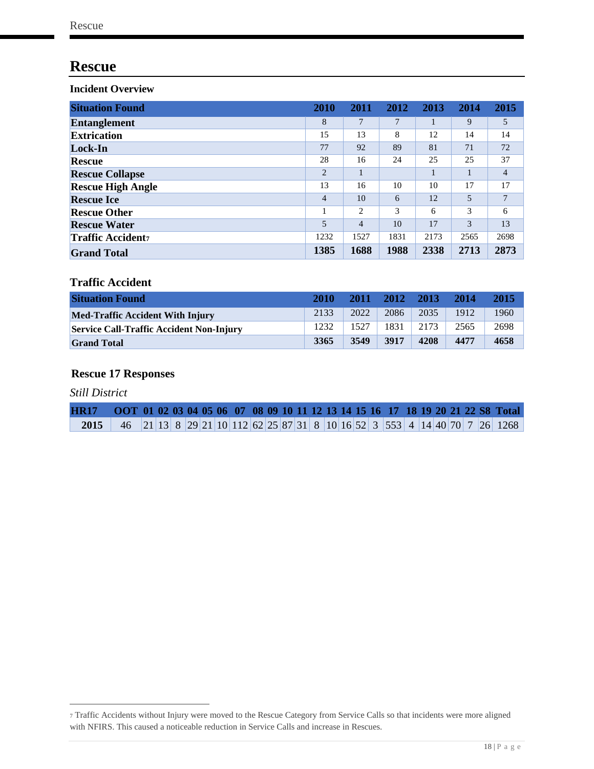# Rescue

### Incident Overview

| Situation Found | 2010 | 2011 | 2012 | 2013 | 2014 | 2015 |
|---|---|---|---|---|---|---|
| Entanglement | 8 | 7 | 7 | 1 | 9 | 5 |
| Extrication | 15 | 13 | 8 | 12 | 14 | 14 |
| Lock-In | 77 | 92 | 89 | 81 | 71 | 72 |
| Rescue | 28 | 16 | 24 | 25 | 25 | 37 |
| Rescue Collapse | 2 | 1 | | 1 | 1 | 4 |
| Rescue High Angle | 13 | 16 | 10 | 10 | 17 | 17 |
| Rescue Ice | 4 | 10 | 6 | 12 | 5 | 7 |
| Rescue Other | 1 | 2 | 3 | 6 | 3 | 6 |
| Rescue Water | 5 | 4 | 10 | 17 | 3 | 13 |
| Traffic Accident[7] | 1232 | 1527 | 1831 | 2173 | 2565 | 2698 |
| **Grand Total** | **1385** | **1688** | **1988** | **2338** | **2713** | **2873** |

### Traffic Accident

| Situation Found | 2010 | 2011 | 2012 | 2013 | 2014 | 2015 |
|---|---|---|---|---|---|---|
| Med-Traffic Accident With Injury | 2133 | 2022 | 2086 | 2035 | 1912 | 1960 |
| Service Call-Traffic Accident Non-Injury | 1232 | 1527 | 1831 | 2173 | 2565 | 2698 |
| **Grand Total** | **3365** | **3549** | **3917** | **4208** | **4477** | **4658** |

### Rescue 17 Responses

*Still District*

| HR17 | OOT | 01 | 02 | 03 | 04 | 05 | 06 | 07 | 08 | 09 | 10 | 11 | 12 | 13 | 14 | 15 | 16 | 17 | 18 | 19 | 20 | 21 | 22 | S8 | Total |
|---|---|---|---|---|---|---|---|---|---|---|---|---|---|---|---|---|---|---|---|---|---|---|---|---|---|
| 2015 | 46 | 21 | 13 | 8 | 29 | 21 | 10 | 112 | 62 | 25 | 87 | 31 | 8 | 10 | 16 | 52 | 3 | 553 | 4 | 14 | 40 | 70 | 7 | 26 | 1268 |

---

[7] Traffic Accidents without Injury were moved to the Rescue Category from Service Calls so that incidents were more aligned with NFIRS. This caused a noticeable reduction in Service Calls and increase in Rescues.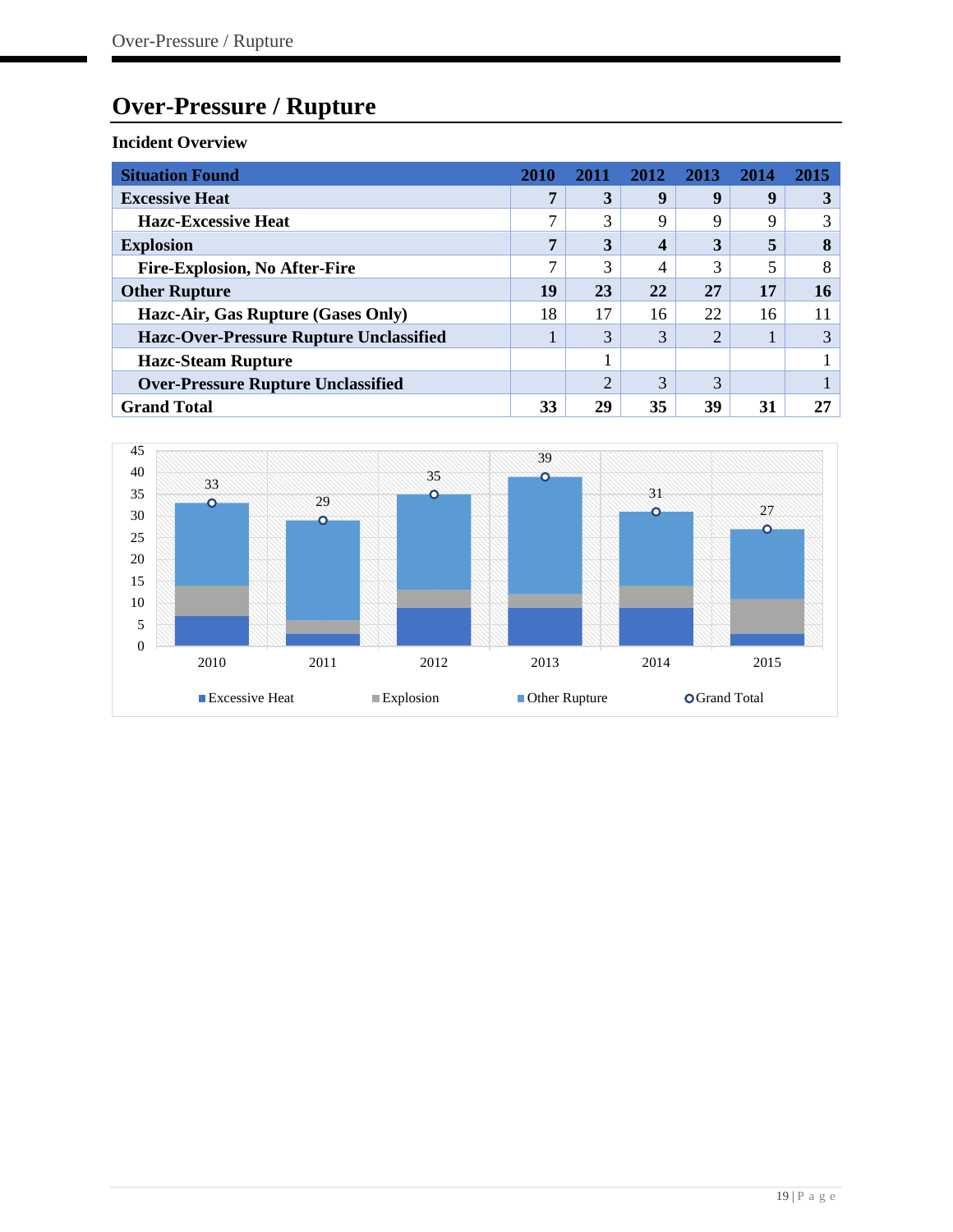# Over-Pressure / Rupture

**Incident Overview**

| Situation Found | 2010 | 2011 | 2012 | 2013 | 2014 | 2015 |
|---|---|---|---|---|---|---|
| **Excessive Heat** | **7** | **3** | **9** | **9** | **9** | **3** |
| Hazc-Excessive Heat | 7 | 3 | 9 | 9 | 9 | 3 |
| **Explosion** | **7** | **3** | **4** | **3** | **5** | **8** |
| Fire-Explosion, No After-Fire | 7 | 3 | 4 | 3 | 5 | 8 |
| **Other Rupture** | **19** | **23** | **22** | **27** | **17** | **16** |
| Hazc-Air, Gas Rupture (Gases Only) | 18 | 17 | 16 | 22 | 16 | 11 |
| Hazc-Over-Pressure Rupture Unclassified | 1 | 3 | 3 | 2 | 1 | 3 |
| Hazc-Steam Rupture | | 1 | | | | 1 |
| Over-Pressure Rupture Unclassified | | 2 | 3 | 3 | | 1 |
| **Grand Total** | **33** | **29** | **35** | **39** | **31** | **27** |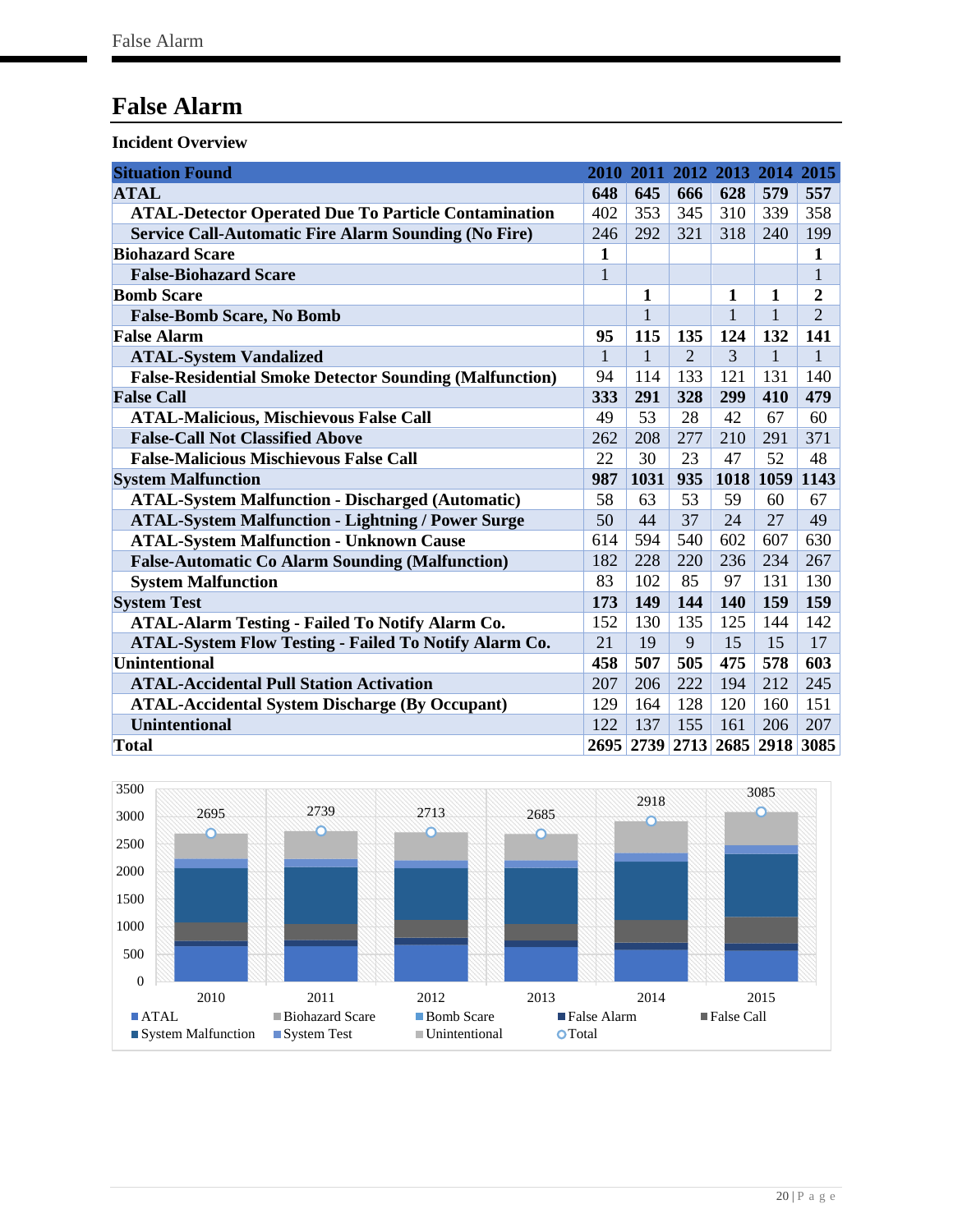# False Alarm

**Incident Overview**

| Situation Found | 2010 | 2011 | 2012 | 2013 | 2014 | 2015 |
|---|---|---|---|---|---|---|
| **ATAL** | **648** | **645** | **666** | **628** | **579** | **557** |
| ATAL-Detector Operated Due To Particle Contamination | 402 | 353 | 345 | 310 | 339 | 358 |
| Service Call-Automatic Fire Alarm Sounding (No Fire) | 246 | 292 | 321 | 318 | 240 | 199 |
| **Biohazard Scare** | **1** | | | | | **1** |
| False-Biohazard Scare | 1 | | | | | 1 |
| **Bomb Scare** | | **1** | | **1** | **1** | **2** |
| False-Bomb Scare, No Bomb | | 1 | | 1 | 1 | 2 |
| **False Alarm** | **95** | **115** | **135** | **124** | **132** | **141** |
| ATAL-System Vandalized | 1 | 1 | 2 | 3 | 1 | 1 |
| False-Residential Smoke Detector Sounding (Malfunction) | 94 | 114 | 133 | 121 | 131 | 140 |
| **False Call** | **333** | **291** | **328** | **299** | **410** | **479** |
| ATAL-Malicious, Mischievous False Call | 49 | 53 | 28 | 42 | 67 | 60 |
| False-Call Not Classified Above | 262 | 208 | 277 | 210 | 291 | 371 |
| False-Malicious Mischievous False Call | 22 | 30 | 23 | 47 | 52 | 48 |
| **System Malfunction** | **987** | **1031** | **935** | **1018** | **1059** | **1143** |
| ATAL-System Malfunction - Discharged (Automatic) | 58 | 63 | 53 | 59 | 60 | 67 |
| ATAL-System Malfunction - Lightning / Power Surge | 50 | 44 | 37 | 24 | 27 | 49 |
| ATAL-System Malfunction - Unknown Cause | 614 | 594 | 540 | 602 | 607 | 630 |
| False-Automatic Co Alarm Sounding (Malfunction) | 182 | 228 | 220 | 236 | 234 | 267 |
| System Malfunction | 83 | 102 | 85 | 97 | 131 | 130 |
| **System Test** | **173** | **149** | **144** | **140** | **159** | **159** |
| ATAL-Alarm Testing - Failed To Notify Alarm Co. | 152 | 130 | 135 | 125 | 144 | 142 |
| ATAL-System Flow Testing - Failed To Notify Alarm Co. | 21 | 19 | 9 | 15 | 15 | 17 |
| **Unintentional** | **458** | **507** | **505** | **475** | **578** | **603** |
| ATAL-Accidental Pull Station Activation | 207 | 206 | 222 | 194 | 212 | 245 |
| ATAL-Accidental System Discharge (By Occupant) | 129 | 164 | 128 | 120 | 160 | 151 |
| Unintentional | 122 | 137 | 155 | 161 | 206 | 207 |
| **Total** | **2695** | **2739** | **2713** | **2685** | **2918** | **3085** |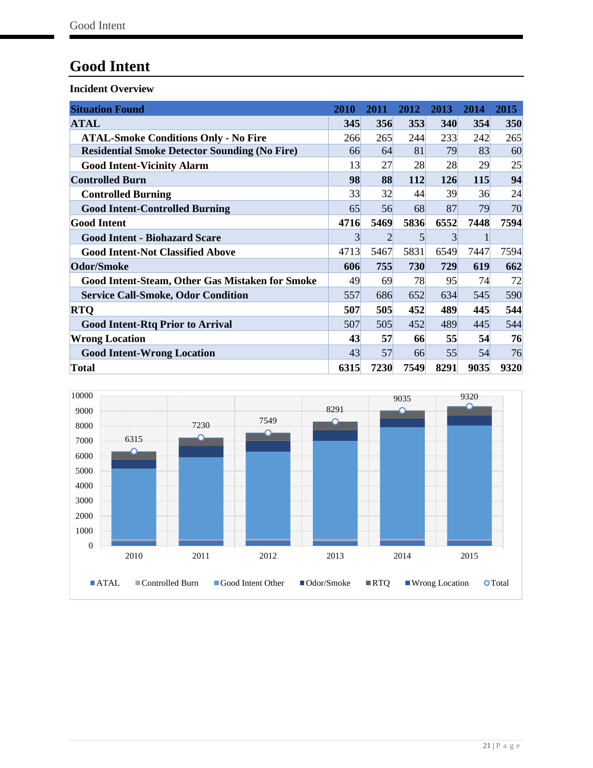# Good Intent

### Incident Overview

| Situation Found | 2010 | 2011 | 2012 | 2013 | 2014 | 2015 |
|---|---|---|---|---|---|---|
| **ATAL** | **345** | **356** | **353** | **340** | **354** | **350** |
| **ATAL-Smoke Conditions Only - No Fire** | 266 | 265 | 244 | 233 | 242 | 265 |
| **Residential Smoke Detector Sounding (No Fire)** | 66 | 64 | 81 | 79 | 83 | 60 |
| **Good Intent-Vicinity Alarm** | 13 | 27 | 28 | 28 | 29 | 25 |
| **Controlled Burn** | **98** | **88** | **112** | **126** | **115** | **94** |
| **Controlled Burning** | 33 | 32 | 44 | 39 | 36 | 24 |
| **Good Intent-Controlled Burning** | 65 | 56 | 68 | 87 | 79 | 70 |
| **Good Intent** | **4716** | **5469** | **5836** | **6552** | **7448** | **7594** |
| **Good Intent - Biohazard Scare** | 3 | 2 | 5 | 3 | 1 | |
| **Good Intent-Not Classified Above** | 4713 | 5467 | 5831 | 6549 | 7447 | 7594 |
| **Odor/Smoke** | **606** | **755** | **730** | **729** | **619** | **662** |
| **Good Intent-Steam, Other Gas Mistaken for Smoke** | 49 | 69 | 78 | 95 | 74 | 72 |
| **Service Call-Smoke, Odor Condition** | 557 | 686 | 652 | 634 | 545 | 590 |
| **RTQ** | **507** | **505** | **452** | **489** | **445** | **544** |
| **Good Intent-Rtq Prior to Arrival** | 507 | 505 | 452 | 489 | 445 | 544 |
| **Wrong Location** | **43** | **57** | **66** | **55** | **54** | **76** |
| **Good Intent-Wrong Location** | 43 | 57 | 66 | 55 | 54 | 76 |
| **Total** | **6315** | **7230** | **7549** | **8291** | **9035** | **9320** |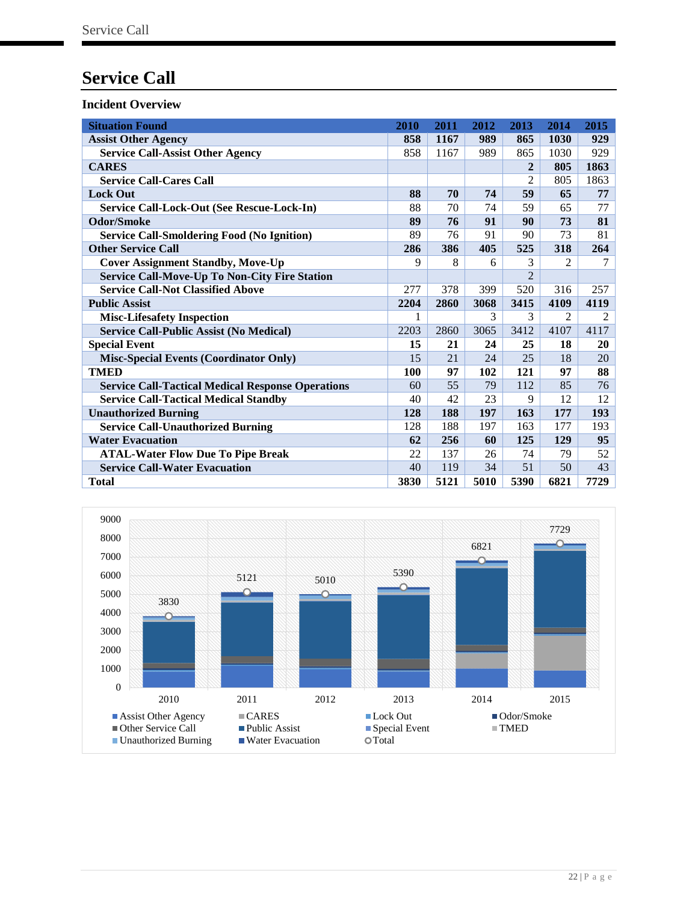# Service Call

## Incident Overview

| Situation Found | 2010 | 2011 | 2012 | 2013 | 2014 | 2015 |
|---|---|---|---|---|---|---|
| **Assist Other Agency** | **858** | **1167** | **989** | **865** | **1030** | **929** |
| Service Call-Assist Other Agency | 858 | 1167 | 989 | 865 | 1030 | 929 |
| **CARES** | | | | **2** | **805** | **1863** |
| Service Call-Cares Call | | | | 2 | 805 | 1863 |
| **Lock Out** | **88** | **70** | **74** | **59** | **65** | **77** |
| Service Call-Lock-Out (See Rescue-Lock-In) | 88 | 70 | 74 | 59 | 65 | 77 |
| **Odor/Smoke** | **89** | **76** | **91** | **90** | **73** | **81** |
| Service Call-Smoldering Food (No Ignition) | 89 | 76 | 91 | 90 | 73 | 81 |
| **Other Service Call** | **286** | **386** | **405** | **525** | **318** | **264** |
| Cover Assignment Standby, Move-Up | 9 | 8 | 6 | 3 | 2 | 7 |
| Service Call-Move-Up To Non-City Fire Station | | | | 2 | | |
| Service Call-Not Classified Above | 277 | 378 | 399 | 520 | 316 | 257 |
| **Public Assist** | **2204** | **2860** | **3068** | **3415** | **4109** | **4119** |
| Misc-Lifesafety Inspection | 1 | | 3 | 3 | 2 | 2 |
| Service Call-Public Assist (No Medical) | 2203 | 2860 | 3065 | 3412 | 4107 | 4117 |
| **Special Event** | **15** | **21** | **24** | **25** | **18** | **20** |
| Misc-Special Events (Coordinator Only) | 15 | 21 | 24 | 25 | 18 | 20 |
| **TMED** | **100** | **97** | **102** | **121** | **97** | **88** |
| Service Call-Tactical Medical Response Operations | 60 | 55 | 79 | 112 | 85 | 76 |
| Service Call-Tactical Medical Standby | 40 | 42 | 23 | 9 | 12 | 12 |
| **Unauthorized Burning** | **128** | **188** | **197** | **163** | **177** | **193** |
| Service Call-Unauthorized Burning | 128 | 188 | 197 | 163 | 177 | 193 |
| **Water Evacuation** | **62** | **256** | **60** | **125** | **129** | **95** |
| ATAL-Water Flow Due To Pipe Break | 22 | 137 | 26 | 74 | 79 | 52 |
| Service Call-Water Evacuation | 40 | 119 | 34 | 51 | 50 | 43 |
| **Total** | **3830** | **5121** | **5010** | **5390** | **6821** | **7729** |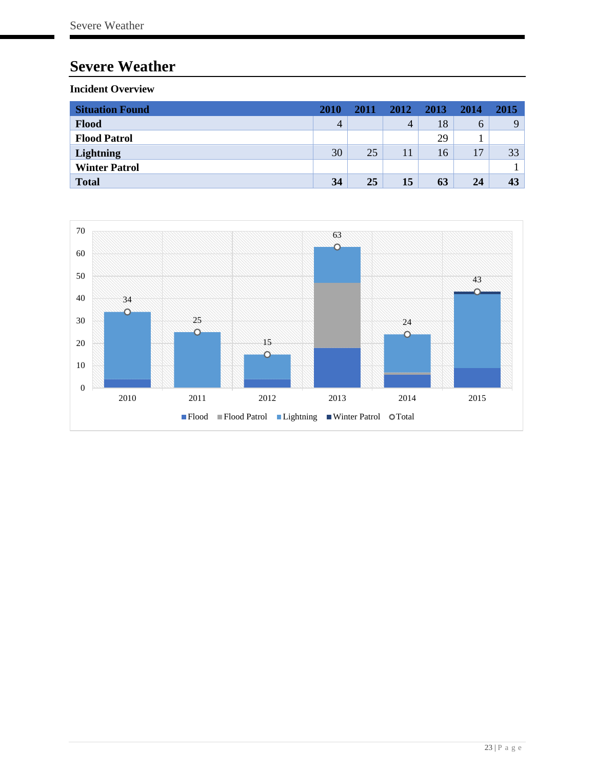# Severe Weather

### Incident Overview

| Situation Found | 2010 | 2011 | 2012 | 2013 | 2014 | 2015 |
|---|---|---|---|---|---|---|
| **Flood** | 4 | | 4 | 18 | 6 | 9 |
| **Flood Patrol** | | | | 29 | 1 | |
| **Lightning** | 30 | 25 | 11 | 16 | 17 | 33 |
| **Winter Patrol** | | | | | | 1 |
| **Total** | **34** | **25** | **15** | **63** | **24** | **43** |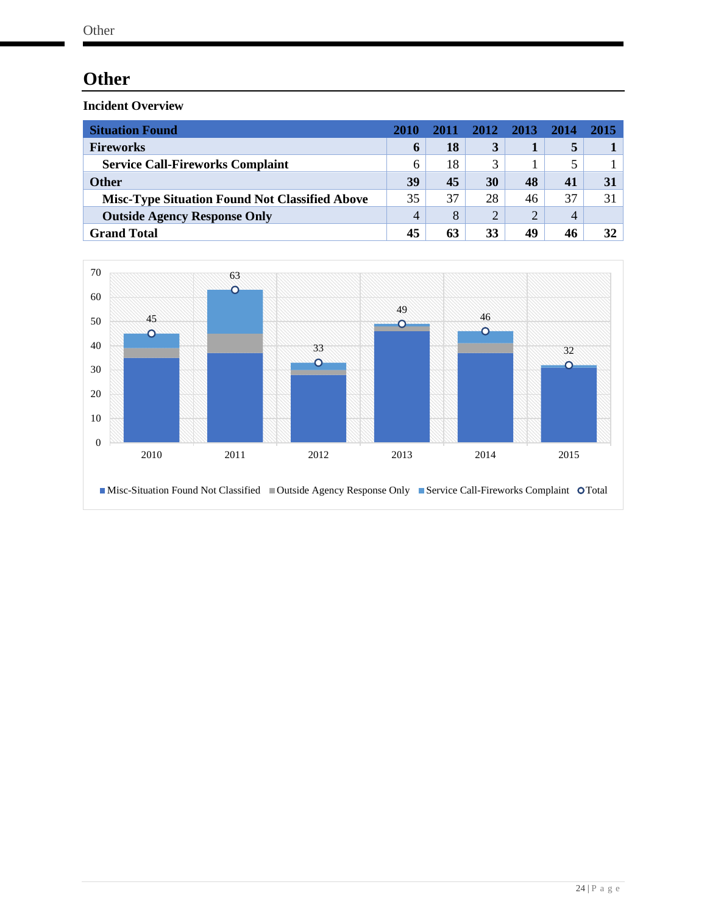# Other

### Incident Overview

| Situation Found | 2010 | 2011 | 2012 | 2013 | 2014 | 2015 |
|---|---|---|---|---|---|---|
| **Fireworks** | **6** | **18** | **3** | **1** | **5** | **1** |
| **Service Call-Fireworks Complaint** | 6 | 18 | 3 | 1 | 5 | 1 |
| **Other** | **39** | **45** | **30** | **48** | **41** | **31** |
| **Misc-Type Situation Found Not Classified Above** | 35 | 37 | 28 | 46 | 37 | 31 |
| **Outside Agency Response Only** | 4 | 8 | 2 | 2 | 4 | |
| **Grand Total** | **45** | **63** | **33** | **49** | **46** | **32** |

| Year | Misc-Situation Found Not Classified | Outside Agency Response Only | Service Call-Fireworks Complaint | Total |
|---|---|---|---|---|
| 2010 | 35 | 4 | 6 | 45 |
| 2011 | 37 | 8 | 18 | 63 |
| 2012 | 28 | 2 | 3 | 33 |
| 2013 | 46 | 2 | 1 | 49 |
| 2014 | 37 | 4 | 5 | 46 |
| 2015 | 31 | | 1 | 32 |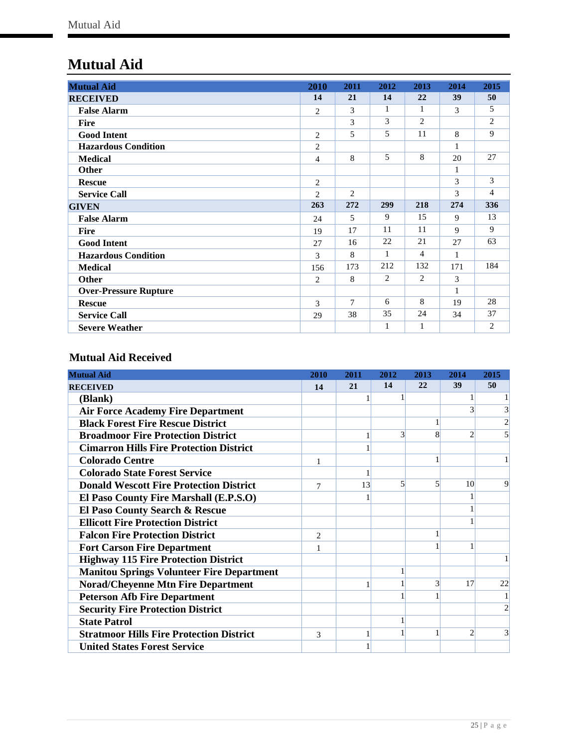# Mutual Aid

| Mutual Aid | 2010 | 2011 | 2012 | 2013 | 2014 | 2015 |
|---|---|---|---|---|---|---|
| **RECEIVED** | **14** | **21** | **14** | **22** | **39** | **50** |
| **False Alarm** | 2 | 3 | 1 | 1 | 3 | 5 |
| **Fire** | | 3 | 3 | 2 | | 2 |
| **Good Intent** | 2 | 5 | 5 | 11 | 8 | 9 |
| **Hazardous Condition** | 2 | | | | 1 | |
| **Medical** | 4 | 8 | 5 | 8 | 20 | 27 |
| **Other** | | | | | 1 | |
| **Rescue** | 2 | | | | 3 | 3 |
| **Service Call** | 2 | 2 | | | 3 | 4 |
| **GIVEN** | **263** | **272** | **299** | **218** | **274** | **336** |
| **False Alarm** | 24 | 5 | 9 | 15 | 9 | 13 |
| **Fire** | 19 | 17 | 11 | 11 | 9 | 9 |
| **Good Intent** | 27 | 16 | 22 | 21 | 27 | 63 |
| **Hazardous Condition** | 3 | 8 | 1 | 4 | 1 | |
| **Medical** | 156 | 173 | 212 | 132 | 171 | 184 |
| **Other** | 2 | 8 | 2 | 2 | 3 | |
| **Over-Pressure Rupture** | | | | | 1 | |
| **Rescue** | 3 | 7 | 6 | 8 | 19 | 28 |
| **Service Call** | 29 | 38 | 35 | 24 | 34 | 37 |
| **Severe Weather** | | | 1 | 1 | | 2 |

### Mutual Aid Received

| Mutual Aid | 2010 | 2011 | 2012 | 2013 | 2014 | 2015 |
|---|---|---|---|---|---|---|
| **RECEIVED** | **14** | **21** | **14** | **22** | **39** | **50** |
| **(Blank)** | | 1 | 1 | | 1 | 1 |
| **Air Force Academy Fire Department** | | | | | 3 | 3 |
| **Black Forest Fire Rescue District** | | | | 1 | | 2 |
| **Broadmoor Fire Protection District** | | 1 | 3 | 8 | 2 | 5 |
| **Cimarron Hills Fire Protection District** | | 1 | | | | |
| **Colorado Centre** | 1 | | | 1 | | 1 |
| **Colorado State Forest Service** | | 1 | | | | |
| **Donald Wescott Fire Protection District** | 7 | 13 | 5 | 5 | 10 | 9 |
| **El Paso County Fire Marshall (E.P.S.O)** | | 1 | | | 1 | |
| **El Paso County Search & Rescue** | | | | | 1 | |
| **Ellicott Fire Protection District** | | | | | 1 | |
| **Falcon Fire Protection District** | 2 | | | 1 | | |
| **Fort Carson Fire Department** | 1 | | | 1 | 1 | |
| **Highway 115 Fire Protection District** | | | | | | 1 |
| **Manitou Springs Volunteer Fire Department** | | | 1 | | | |
| **Norad/Cheyenne Mtn Fire Department** | | 1 | 1 | 3 | 17 | 22 |
| **Peterson Afb Fire Department** | | | 1 | 1 | | 1 |
| **Security Fire Protection District** | | | | | | 2 |
| **State Patrol** | | | 1 | | | |
| **Stratmoor Hills Fire Protection District** | 3 | 1 | 1 | 1 | 2 | 3 |
| **United States Forest Service** | | 1 | | | | |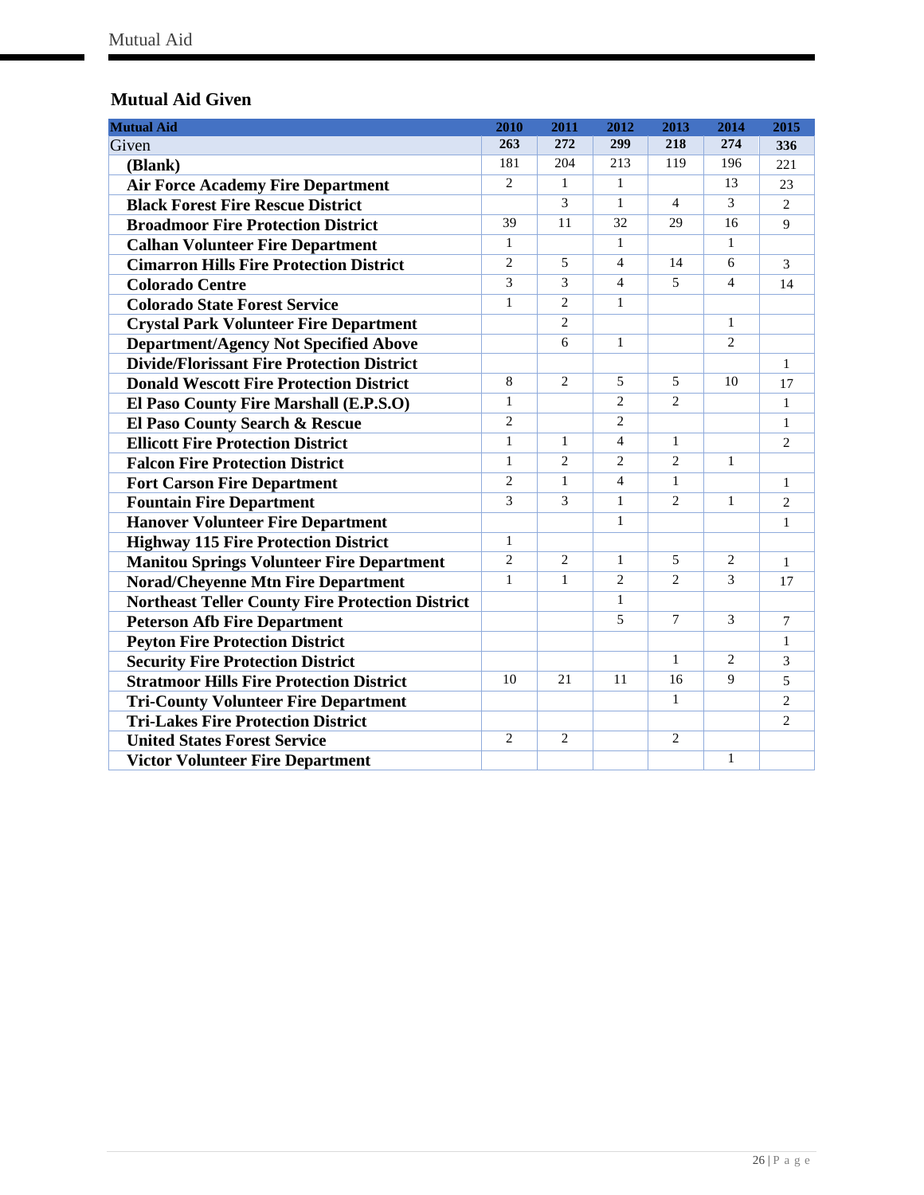## Mutual Aid Given

| Mutual Aid | 2010 | 2011 | 2012 | 2013 | 2014 | 2015 |
|---|---|---|---|---|---|---|
| Given | 263 | 272 | 299 | 218 | 274 | 336 |
| **(Blank)** | 181 | 204 | 213 | 119 | 196 | 221 |
| **Air Force Academy Fire Department** | 2 | 1 | 1 | | 13 | 23 |
| **Black Forest Fire Rescue District** | | 3 | 1 | 4 | 3 | 2 |
| **Broadmoor Fire Protection District** | 39 | 11 | 32 | 29 | 16 | 9 |
| **Calhan Volunteer Fire Department** | 1 | | 1 | | 1 | |
| **Cimarron Hills Fire Protection District** | 2 | 5 | 4 | 14 | 6 | 3 |
| **Colorado Centre** | 3 | 3 | 4 | 5 | 4 | 14 |
| **Colorado State Forest Service** | 1 | 2 | 1 | | | |
| **Crystal Park Volunteer Fire Department** | | 2 | | | 1 | |
| **Department/Agency Not Specified Above** | | 6 | 1 | | 2 | |
| **Divide/Florissant Fire Protection District** | | | | | | 1 |
| **Donald Wescott Fire Protection District** | 8 | 2 | 5 | 5 | 10 | 17 |
| **El Paso County Fire Marshall (E.P.S.O)** | 1 | | 2 | 2 | | 1 |
| **El Paso County Search & Rescue** | 2 | | 2 | | | 1 |
| **Ellicott Fire Protection District** | 1 | 1 | 4 | 1 | | 2 |
| **Falcon Fire Protection District** | 1 | 2 | 2 | 2 | 1 | |
| **Fort Carson Fire Department** | 2 | 1 | 4 | 1 | | 1 |
| **Fountain Fire Department** | 3 | 3 | 1 | 2 | 1 | 2 |
| **Hanover Volunteer Fire Department** | | | 1 | | | 1 |
| **Highway 115 Fire Protection District** | 1 | | | | | |
| **Manitou Springs Volunteer Fire Department** | 2 | 2 | 1 | 5 | 2 | 1 |
| **Norad/Cheyenne Mtn Fire Department** | 1 | 1 | 2 | 2 | 3 | 17 |
| **Northeast Teller County Fire Protection District** | | | 1 | | | |
| **Peterson Afb Fire Department** | | | 5 | 7 | 3 | 7 |
| **Peyton Fire Protection District** | | | | | | 1 |
| **Security Fire Protection District** | | | | 1 | 2 | 3 |
| **Stratmoor Hills Fire Protection District** | 10 | 21 | 11 | 16 | 9 | 5 |
| **Tri-County Volunteer Fire Department** | | | | 1 | | 2 |
| **Tri-Lakes Fire Protection District** | | | | | | 2 |
| **United States Forest Service** | 2 | 2 | | 2 | | |
| **Victor Volunteer Fire Department** | | | | | 1 | |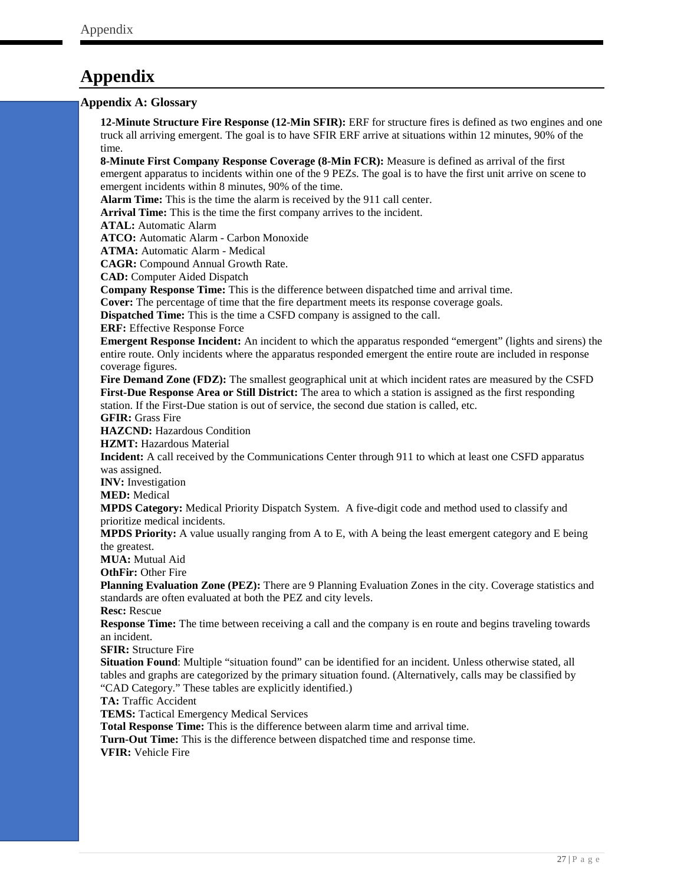# Appendix

## Appendix A: Glossary

**12-Minute Structure Fire Response (12-Min SFIR):** ERF for structure fires is defined as two engines and one truck all arriving emergent. The goal is to have SFIR ERF arrive at situations within 12 minutes, 90% of the time.

**8-Minute First Company Response Coverage (8-Min FCR):** Measure is defined as arrival of the first emergent apparatus to incidents within one of the 9 PEZs. The goal is to have the first unit arrive on scene to emergent incidents within 8 minutes, 90% of the time.

**Alarm Time:** This is the time the alarm is received by the 911 call center.

**Arrival Time:** This is the time the first company arrives to the incident.

**ATAL:** Automatic Alarm

**ATCO:** Automatic Alarm - Carbon Monoxide

**ATMA:** Automatic Alarm - Medical

**CAGR:** Compound Annual Growth Rate.

**CAD:** Computer Aided Dispatch

**Company Response Time:** This is the difference between dispatched time and arrival time.

**Cover:** The percentage of time that the fire department meets its response coverage goals.

**Dispatched Time:** This is the time a CSFD company is assigned to the call.

**ERF:** Effective Response Force

**Emergent Response Incident:** An incident to which the apparatus responded "emergent" (lights and sirens) the entire route. Only incidents where the apparatus responded emergent the entire route are included in response coverage figures.

**Fire Demand Zone (FDZ):** The smallest geographical unit at which incident rates are measured by the CSFD

**First-Due Response Area or Still District:** The area to which a station is assigned as the first responding station. If the First-Due station is out of service, the second due station is called, etc.

**GFIR:** Grass Fire

**HAZCND:** Hazardous Condition

**HZMT:** Hazardous Material

**Incident:** A call received by the Communications Center through 911 to which at least one CSFD apparatus was assigned.

**INV:** Investigation

**MED:** Medical

**MPDS Category:** Medical Priority Dispatch System. A five-digit code and method used to classify and prioritize medical incidents.

**MPDS Priority:** A value usually ranging from A to E, with A being the least emergent category and E being the greatest.

**MUA:** Mutual Aid

**OthFir:** Other Fire

**Planning Evaluation Zone (PEZ):** There are 9 Planning Evaluation Zones in the city. Coverage statistics and standards are often evaluated at both the PEZ and city levels.

**Resc:** Rescue

**Response Time:** The time between receiving a call and the company is en route and begins traveling towards an incident.

**SFIR:** Structure Fire

**Situation Found**: Multiple "situation found" can be identified for an incident. Unless otherwise stated, all tables and graphs are categorized by the primary situation found. (Alternatively, calls may be classified by "CAD Category." These tables are explicitly identified.)

**TA:** Traffic Accident

**TEMS:** Tactical Emergency Medical Services

**Total Response Time:** This is the difference between alarm time and arrival time.

**Turn-Out Time:** This is the difference between dispatched time and response time.

**VFIR:** Vehicle Fire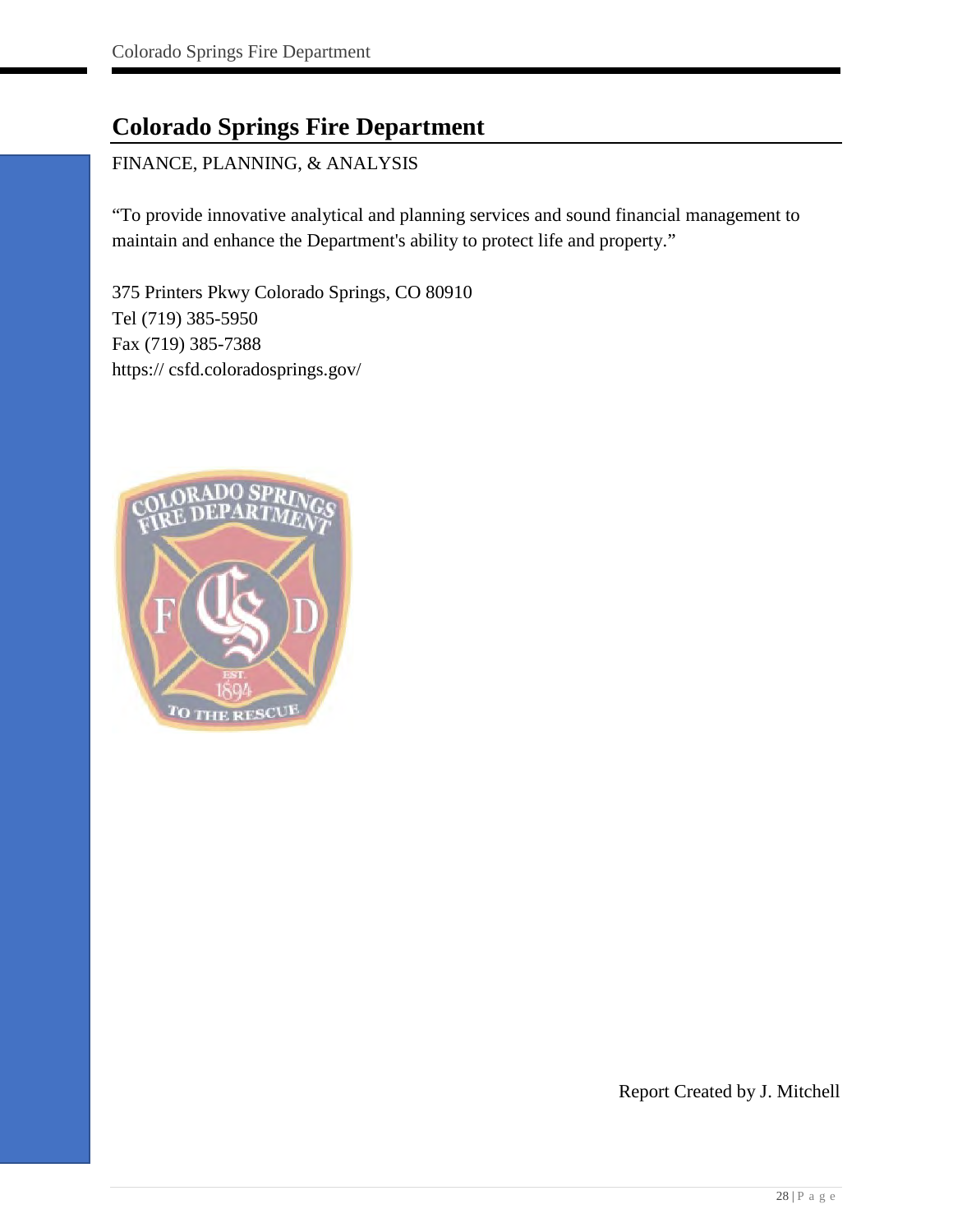# Colorado Springs Fire Department

FINANCE, PLANNING, & ANALYSIS

"To provide innovative analytical and planning services and sound financial management to maintain and enhance the Department's ability to protect life and property."

375 Printers Pkwy Colorado Springs, CO 80910
Tel (719) 385-5950
Fax (719) 385-7388
https:// csfd.coloradosprings.gov/

Report Created by J. Mitchell